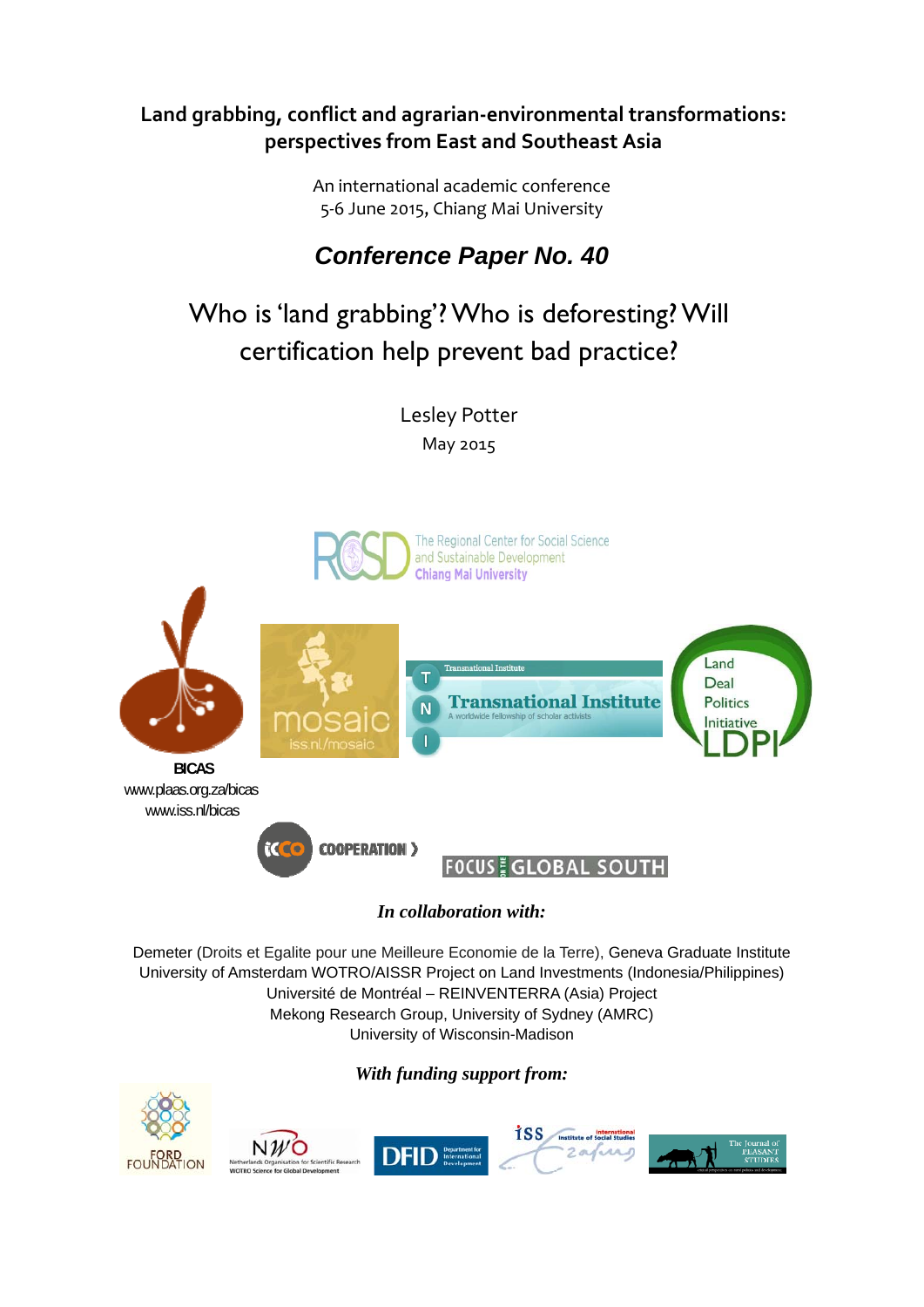**Land grabbing, conflict and agrarian‐environmental transformations: perspectives from East and Southeast Asia**

An international academic conference
5‐6 June 2015, Chiang Mai University

***Conference Paper No. 40***

# Who is 'land grabbing'? Who is deforesting? Will certification help prevent bad practice?

Lesley Potter
May 2015

The Regional Center for Social Science and Sustainable Development
Chiang Mai University

BICAS
www.plaas.org.za/bicas
www.iss.nl/bicas

mosaic
iss.nl/mosaic

Transnational Institute
A worldwide fellowship of scholar activists

Land Deal Politics Initiative
LDPI

ICCO COOPERATION

FOCUS ON THE GLOBAL SOUTH

***In collaboration with:***

Demeter (Droits et Egalite pour une Meilleure Economie de la Terre), Geneva Graduate Institute
University of Amsterdam WOTRO/AISSR Project on Land Investments (Indonesia/Philippines)
Université de Montréal – REINVENTERRA (Asia) Project
Mekong Research Group, University of Sydney (AMRC)
University of Wisconsin‐Madison

***With funding support from:***

FORD FOUNDATION

NWO
Netherlands Organisation for Scientific Research
WOTRO Science for Global Development

DFID Department for International Development

iss International Institute of Social Studies

The Journal of PEASANT STUDIES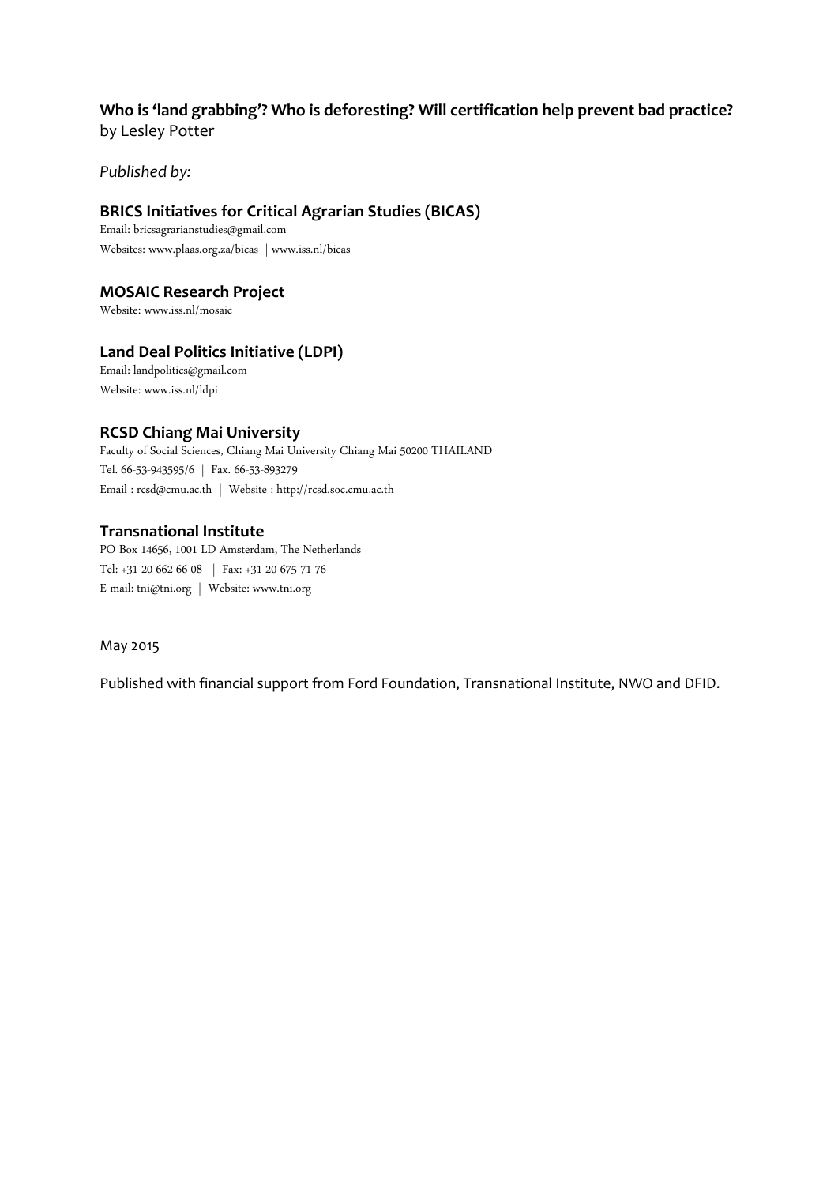**Who is 'land grabbing'? Who is deforesting? Will certification help prevent bad practice?**
by Lesley Potter

*Published by:*

### BRICS Initiatives for Critical Agrarian Studies (BICAS)

Email: bricsagrarianstudies@gmail.com
Websites: www.plaas.org.za/bicas | www.iss.nl/bicas

### MOSAIC Research Project

Website: www.iss.nl/mosaic

### Land Deal Politics Initiative (LDPI)

Email: landpolitics@gmail.com
Website: www.iss.nl/ldpi

### RCSD Chiang Mai University

Faculty of Social Sciences, Chiang Mai University Chiang Mai 50200 THAILAND
Tel. 66-53-943595/6 | Fax. 66-53-893279
Email : rcsd@cmu.ac.th | Website : http://rcsd.soc.cmu.ac.th

### Transnational Institute

PO Box 14656, 1001 LD Amsterdam, The Netherlands
Tel: +31 20 662 66 08 | Fax: +31 20 675 71 76
E-mail: tni@tni.org | Website: www.tni.org

May 2015

Published with financial support from Ford Foundation, Transnational Institute, NWO and DFID.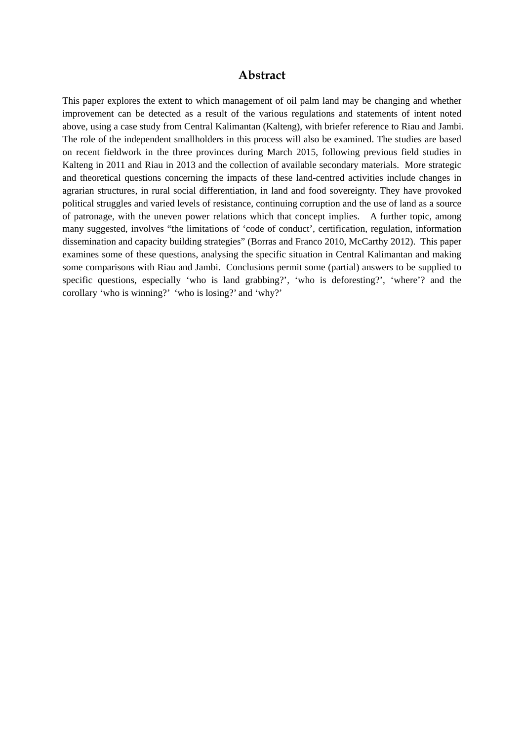# Abstract

This paper explores the extent to which management of oil palm land may be changing and whether improvement can be detected as a result of the various regulations and statements of intent noted above, using a case study from Central Kalimantan (Kalteng), with briefer reference to Riau and Jambi. The role of the independent smallholders in this process will also be examined. The studies are based on recent fieldwork in the three provinces during March 2015, following previous field studies in Kalteng in 2011 and Riau in 2013 and the collection of available secondary materials. More strategic and theoretical questions concerning the impacts of these land-centred activities include changes in agrarian structures, in rural social differentiation, in land and food sovereignty. They have provoked political struggles and varied levels of resistance, continuing corruption and the use of land as a source of patronage, with the uneven power relations which that concept implies. A further topic, among many suggested, involves "the limitations of 'code of conduct', certification, regulation, information dissemination and capacity building strategies" (Borras and Franco 2010, McCarthy 2012). This paper examines some of these questions, analysing the specific situation in Central Kalimantan and making some comparisons with Riau and Jambi. Conclusions permit some (partial) answers to be supplied to specific questions, especially 'who is land grabbing?', 'who is deforesting?', 'where'? and the corollary 'who is winning?' 'who is losing?' and 'why?'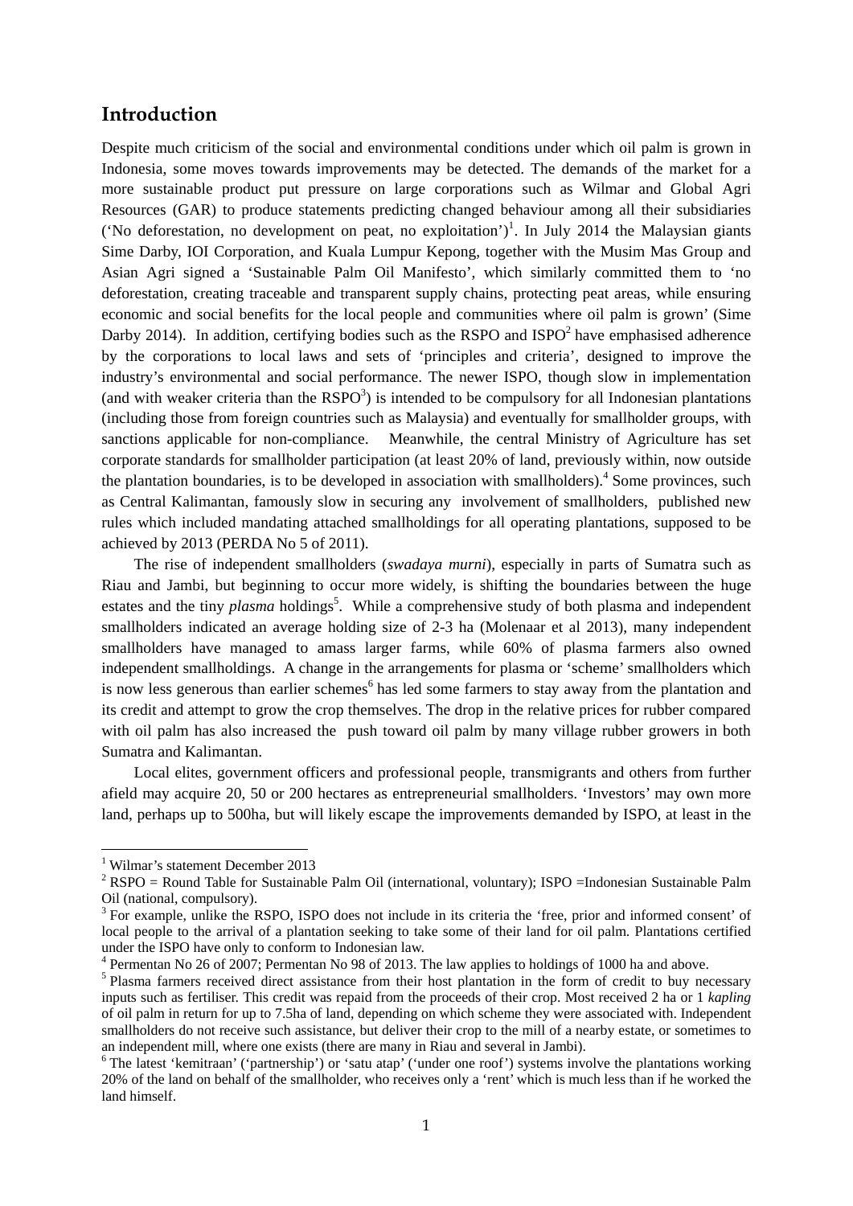## Introduction

Despite much criticism of the social and environmental conditions under which oil palm is grown in Indonesia, some moves towards improvements may be detected. The demands of the market for a more sustainable product put pressure on large corporations such as Wilmar and Global Agri Resources (GAR) to produce statements predicting changed behaviour among all their subsidiaries ('No deforestation, no development on peat, no exploitation')[1]. In July 2014 the Malaysian giants Sime Darby, IOI Corporation, and Kuala Lumpur Kepong, together with the Musim Mas Group and Asian Agri signed a 'Sustainable Palm Oil Manifesto', which similarly committed them to 'no deforestation, creating traceable and transparent supply chains, protecting peat areas, while ensuring economic and social benefits for the local people and communities where oil palm is grown' (Sime Darby 2014). In addition, certifying bodies such as the RSPO and ISPO[2] have emphasised adherence by the corporations to local laws and sets of 'principles and criteria', designed to improve the industry's environmental and social performance. The newer ISPO, though slow in implementation (and with weaker criteria than the RSPO[3]) is intended to be compulsory for all Indonesian plantations (including those from foreign countries such as Malaysia) and eventually for smallholder groups, with sanctions applicable for non-compliance. Meanwhile, the central Ministry of Agriculture has set corporate standards for smallholder participation (at least 20% of land, previously within, now outside the plantation boundaries, is to be developed in association with smallholders).[4] Some provinces, such as Central Kalimantan, famously slow in securing any involvement of smallholders, published new rules which included mandating attached smallholdings for all operating plantations, supposed to be achieved by 2013 (PERDA No 5 of 2011).

The rise of independent smallholders (*swadaya murni*), especially in parts of Sumatra such as Riau and Jambi, but beginning to occur more widely, is shifting the boundaries between the huge estates and the tiny *plasma* holdings[5]. While a comprehensive study of both plasma and independent smallholders indicated an average holding size of 2-3 ha (Molenaar et al 2013), many independent smallholders have managed to amass larger farms, while 60% of plasma farmers also owned independent smallholdings. A change in the arrangements for plasma or 'scheme' smallholders which is now less generous than earlier schemes[6] has led some farmers to stay away from the plantation and its credit and attempt to grow the crop themselves. The drop in the relative prices for rubber compared with oil palm has also increased the push toward oil palm by many village rubber growers in both Sumatra and Kalimantan.

Local elites, government officers and professional people, transmigrants and others from further afield may acquire 20, 50 or 200 hectares as entrepreneurial smallholders. 'Investors' may own more land, perhaps up to 500ha, but will likely escape the improvements demanded by ISPO, at least in the

---

[1] Wilmar's statement December 2013

[2] RSPO = Round Table for Sustainable Palm Oil (international, voluntary); ISPO =Indonesian Sustainable Palm Oil (national, compulsory).

[3] For example, unlike the RSPO, ISPO does not include in its criteria the 'free, prior and informed consent' of local people to the arrival of a plantation seeking to take some of their land for oil palm. Plantations certified under the ISPO have only to conform to Indonesian law.

[4] Permentan No 26 of 2007; Permentan No 98 of 2013. The law applies to holdings of 1000 ha and above.

[5] Plasma farmers received direct assistance from their host plantation in the form of credit to buy necessary inputs such as fertiliser. This credit was repaid from the proceeds of their crop. Most received 2 ha or 1 *kapling* of oil palm in return for up to 7.5ha of land, depending on which scheme they were associated with. Independent smallholders do not receive such assistance, but deliver their crop to the mill of a nearby estate, or sometimes to an independent mill, where one exists (there are many in Riau and several in Jambi).

[6] The latest 'kemitraan' ('partnership') or 'satu atap' ('under one roof') systems involve the plantations working 20% of the land on behalf of the smallholder, who receives only a 'rent' which is much less than if he worked the land himself.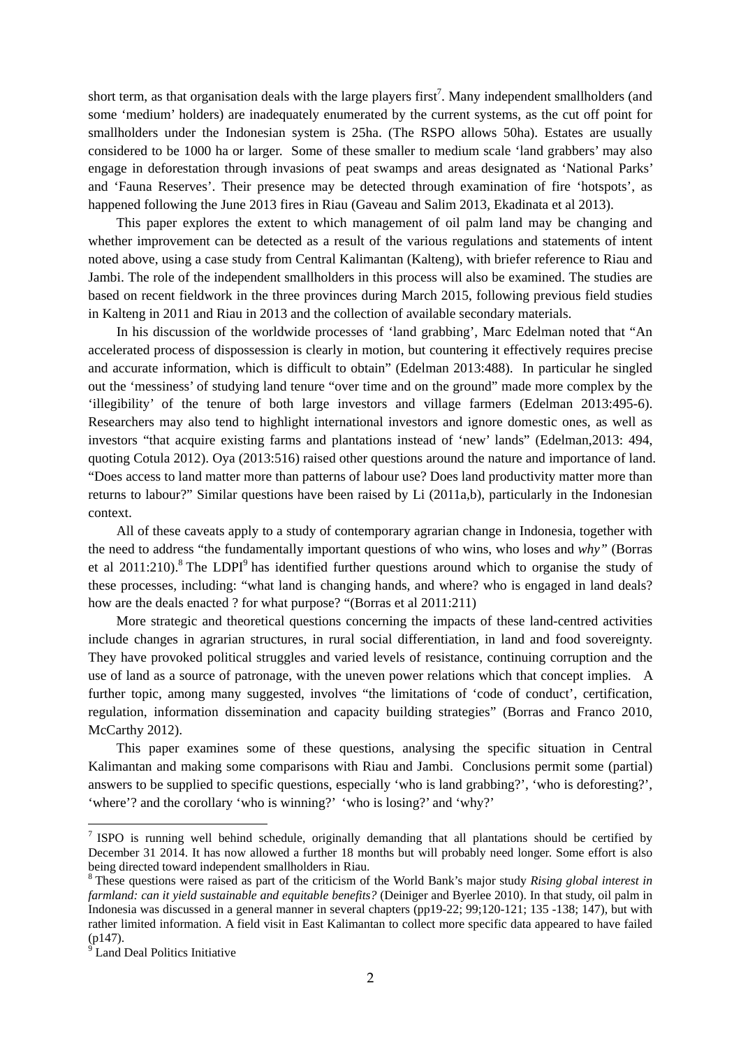short term, as that organisation deals with the large players first[7]. Many independent smallholders (and some 'medium' holders) are inadequately enumerated by the current systems, as the cut off point for smallholders under the Indonesian system is 25ha. (The RSPO allows 50ha). Estates are usually considered to be 1000 ha or larger. Some of these smaller to medium scale 'land grabbers' may also engage in deforestation through invasions of peat swamps and areas designated as 'National Parks' and 'Fauna Reserves'. Their presence may be detected through examination of fire 'hotspots', as happened following the June 2013 fires in Riau (Gaveau and Salim 2013, Ekadinata et al 2013).

This paper explores the extent to which management of oil palm land may be changing and whether improvement can be detected as a result of the various regulations and statements of intent noted above, using a case study from Central Kalimantan (Kalteng), with briefer reference to Riau and Jambi. The role of the independent smallholders in this process will also be examined. The studies are based on recent fieldwork in the three provinces during March 2015, following previous field studies in Kalteng in 2011 and Riau in 2013 and the collection of available secondary materials.

In his discussion of the worldwide processes of 'land grabbing', Marc Edelman noted that "An accelerated process of dispossession is clearly in motion, but countering it effectively requires precise and accurate information, which is difficult to obtain" (Edelman 2013:488). In particular he singled out the 'messiness' of studying land tenure "over time and on the ground" made more complex by the 'illegibility' of the tenure of both large investors and village farmers (Edelman 2013:495-6). Researchers may also tend to highlight international investors and ignore domestic ones, as well as investors "that acquire existing farms and plantations instead of 'new' lands" (Edelman,2013: 494, quoting Cotula 2012). Oya (2013:516) raised other questions around the nature and importance of land. "Does access to land matter more than patterns of labour use? Does land productivity matter more than returns to labour?" Similar questions have been raised by Li (2011a,b), particularly in the Indonesian context.

All of these caveats apply to a study of contemporary agrarian change in Indonesia, together with the need to address "the fundamentally important questions of who wins, who loses and *why"* (Borras et al 2011:210).[8] The LDPI[9] has identified further questions around which to organise the study of these processes, including: "what land is changing hands, and where? who is engaged in land deals? how are the deals enacted ? for what purpose? "(Borras et al 2011:211)

More strategic and theoretical questions concerning the impacts of these land-centred activities include changes in agrarian structures, in rural social differentiation, in land and food sovereignty. They have provoked political struggles and varied levels of resistance, continuing corruption and the use of land as a source of patronage, with the uneven power relations which that concept implies. A further topic, among many suggested, involves "the limitations of 'code of conduct', certification, regulation, information dissemination and capacity building strategies" (Borras and Franco 2010, McCarthy 2012).

This paper examines some of these questions, analysing the specific situation in Central Kalimantan and making some comparisons with Riau and Jambi. Conclusions permit some (partial) answers to be supplied to specific questions, especially 'who is land grabbing?', 'who is deforesting?', 'where'? and the corollary 'who is winning?' 'who is losing?' and 'why?'

---

[7] ISPO is running well behind schedule, originally demanding that all plantations should be certified by December 31 2014. It has now allowed a further 18 months but will probably need longer. Some effort is also being directed toward independent smallholders in Riau.

[8] These questions were raised as part of the criticism of the World Bank's major study *Rising global interest in farmland: can it yield sustainable and equitable benefits?* (Deiniger and Byerlee 2010). In that study, oil palm in Indonesia was discussed in a general manner in several chapters (pp19-22; 99;120-121; 135 -138; 147), but with rather limited information. A field visit in East Kalimantan to collect more specific data appeared to have failed (p147).

[9] Land Deal Politics Initiative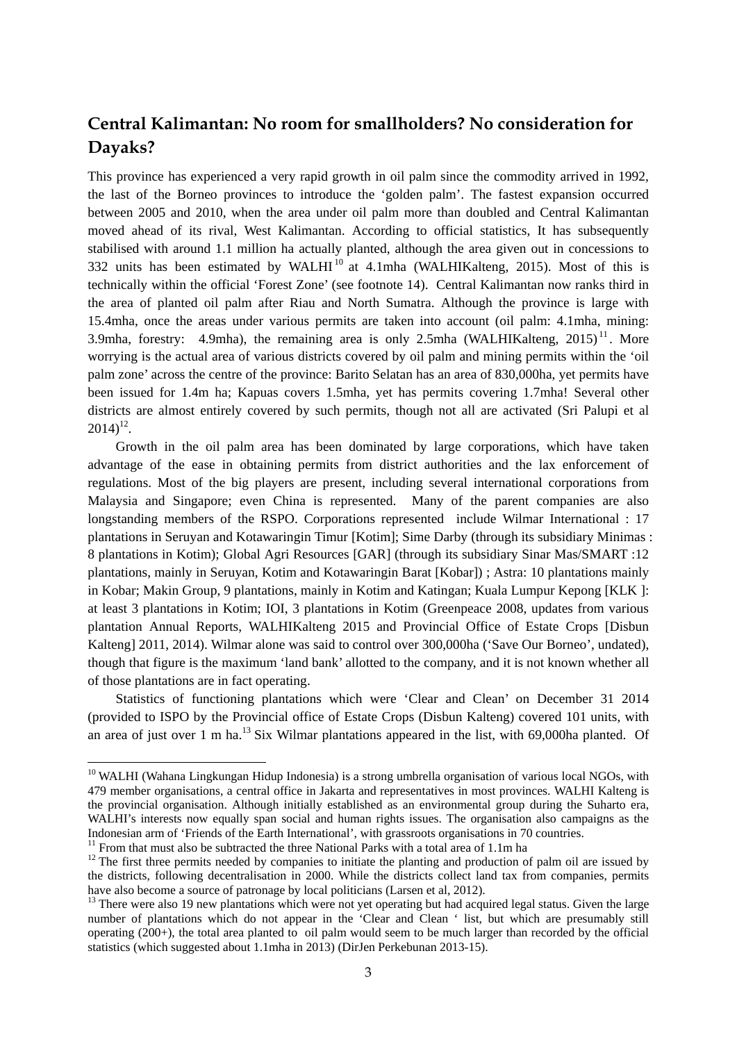## Central Kalimantan: No room for smallholders? No consideration for Dayaks?

This province has experienced a very rapid growth in oil palm since the commodity arrived in 1992, the last of the Borneo provinces to introduce the 'golden palm'. The fastest expansion occurred between 2005 and 2010, when the area under oil palm more than doubled and Central Kalimantan moved ahead of its rival, West Kalimantan. According to official statistics, It has subsequently stabilised with around 1.1 million ha actually planted, although the area given out in concessions to 332 units has been estimated by WALHI[10] at 4.1mha (WALHIKalteng, 2015). Most of this is technically within the official 'Forest Zone' (see footnote 14). Central Kalimantan now ranks third in the area of planted oil palm after Riau and North Sumatra. Although the province is large with 15.4mha, once the areas under various permits are taken into account (oil palm: 4.1mha, mining: 3.9mha, forestry: 4.9mha), the remaining area is only 2.5mha (WALHIKalteng, 2015)[11]. More worrying is the actual area of various districts covered by oil palm and mining permits within the 'oil palm zone' across the centre of the province: Barito Selatan has an area of 830,000ha, yet permits have been issued for 1.4m ha; Kapuas covers 1.5mha, yet has permits covering 1.7mha! Several other districts are almost entirely covered by such permits, though not all are activated (Sri Palupi et al 2014)[12].

Growth in the oil palm area has been dominated by large corporations, which have taken advantage of the ease in obtaining permits from district authorities and the lax enforcement of regulations. Most of the big players are present, including several international corporations from Malaysia and Singapore; even China is represented. Many of the parent companies are also longstanding members of the RSPO. Corporations represented include Wilmar International : 17 plantations in Seruyan and Kotawaringin Timur [Kotim]; Sime Darby (through its subsidiary Minimas : 8 plantations in Kotim); Global Agri Resources [GAR] (through its subsidiary Sinar Mas/SMART :12 plantations, mainly in Seruyan, Kotim and Kotawaringin Barat [Kobar]) ; Astra: 10 plantations mainly in Kobar; Makin Group, 9 plantations, mainly in Kotim and Katingan; Kuala Lumpur Kepong [KLK ]: at least 3 plantations in Kotim; IOI, 3 plantations in Kotim (Greenpeace 2008, updates from various plantation Annual Reports, WALHIKalteng 2015 and Provincial Office of Estate Crops [Disbun Kalteng] 2011, 2014). Wilmar alone was said to control over 300,000ha ('Save Our Borneo', undated), though that figure is the maximum 'land bank' allotted to the company, and it is not known whether all of those plantations are in fact operating.

Statistics of functioning plantations which were 'Clear and Clean' on December 31 2014 (provided to ISPO by the Provincial office of Estate Crops (Disbun Kalteng) covered 101 units, with an area of just over 1 m ha.[13] Six Wilmar plantations appeared in the list, with 69,000ha planted. Of

---

[10] WALHI (Wahana Lingkungan Hidup Indonesia) is a strong umbrella organisation of various local NGOs, with 479 member organisations, a central office in Jakarta and representatives in most provinces. WALHI Kalteng is the provincial organisation. Although initially established as an environmental group during the Suharto era, WALHI's interests now equally span social and human rights issues. The organisation also campaigns as the Indonesian arm of 'Friends of the Earth International', with grassroots organisations in 70 countries.

[11] From that must also be subtracted the three National Parks with a total area of 1.1m ha

[12] The first three permits needed by companies to initiate the planting and production of palm oil are issued by the districts, following decentralisation in 2000. While the districts collect land tax from companies, permits have also become a source of patronage by local politicians (Larsen et al, 2012).

[13] There were also 19 new plantations which were not yet operating but had acquired legal status. Given the large number of plantations which do not appear in the 'Clear and Clean ' list, but which are presumably still operating (200+), the total area planted to oil palm would seem to be much larger than recorded by the official statistics (which suggested about 1.1mha in 2013) (DirJen Perkebunan 2013-15).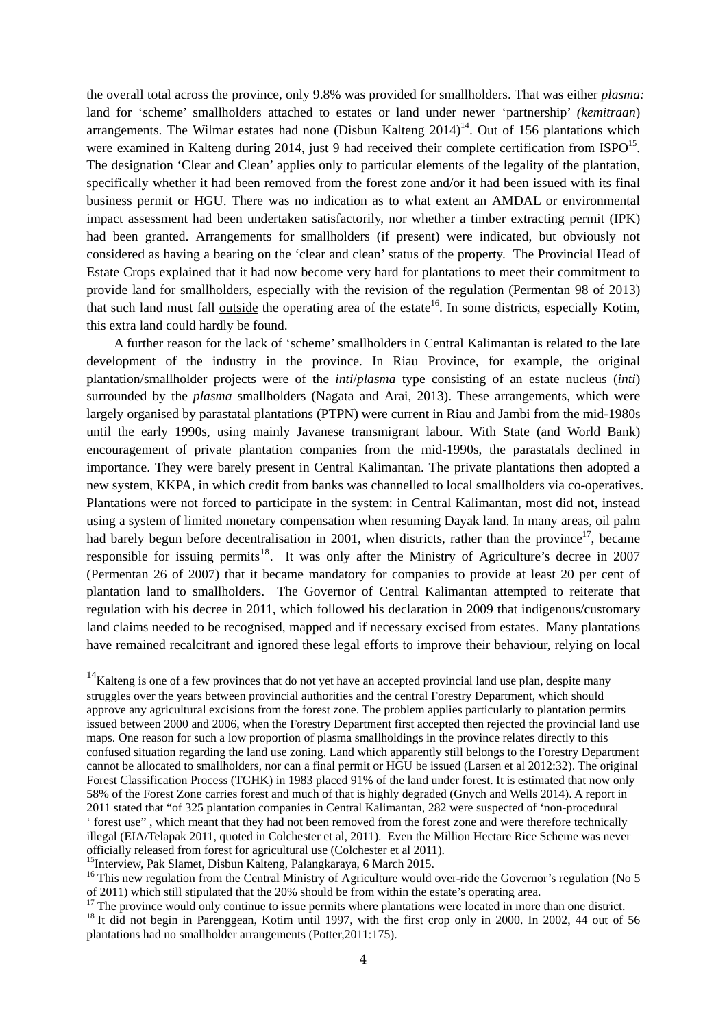the overall total across the province, only 9.8% was provided for smallholders. That was either *plasma:* land for 'scheme' smallholders attached to estates or land under newer 'partnership' *(kemitraan)* arrangements. The Wilmar estates had none (Disbun Kalteng 2014)[14]. Out of 156 plantations which were examined in Kalteng during 2014, just 9 had received their complete certification from ISPO[15]. The designation 'Clear and Clean' applies only to particular elements of the legality of the plantation, specifically whether it had been removed from the forest zone and/or it had been issued with its final business permit or HGU. There was no indication as to what extent an AMDAL or environmental impact assessment had been undertaken satisfactorily, nor whether a timber extracting permit (IPK) had been granted. Arrangements for smallholders (if present) were indicated, but obviously not considered as having a bearing on the 'clear and clean' status of the property. The Provincial Head of Estate Crops explained that it had now become very hard for plantations to meet their commitment to provide land for smallholders, especially with the revision of the regulation (Permentan 98 of 2013) that such land must fall <u>outside</u> the operating area of the estate[16]. In some districts, especially Kotim, this extra land could hardly be found.

A further reason for the lack of 'scheme' smallholders in Central Kalimantan is related to the late development of the industry in the province. In Riau Province, for example, the original plantation/smallholder projects were of the *inti*/*plasma* type consisting of an estate nucleus (*inti*) surrounded by the *plasma* smallholders (Nagata and Arai, 2013). These arrangements, which were largely organised by parastatal plantations (PTPN) were current in Riau and Jambi from the mid-1980s until the early 1990s, using mainly Javanese transmigrant labour. With State (and World Bank) encouragement of private plantation companies from the mid-1990s, the parastatals declined in importance. They were barely present in Central Kalimantan. The private plantations then adopted a new system, KKPA, in which credit from banks was channelled to local smallholders via co-operatives. Plantations were not forced to participate in the system: in Central Kalimantan, most did not, instead using a system of limited monetary compensation when resuming Dayak land. In many areas, oil palm had barely begun before decentralisation in 2001, when districts, rather than the province[17], became responsible for issuing permits[18]. It was only after the Ministry of Agriculture's decree in 2007 (Permentan 26 of 2007) that it became mandatory for companies to provide at least 20 per cent of plantation land to smallholders. The Governor of Central Kalimantan attempted to reiterate that regulation with his decree in 2011, which followed his declaration in 2009 that indigenous/customary land claims needed to be recognised, mapped and if necessary excised from estates. Many plantations have remained recalcitrant and ignored these legal efforts to improve their behaviour, relying on local

---

[14] Kalteng is one of a few provinces that do not yet have an accepted provincial land use plan, despite many struggles over the years between provincial authorities and the central Forestry Department, which should approve any agricultural excisions from the forest zone. The problem applies particularly to plantation permits issued between 2000 and 2006, when the Forestry Department first accepted then rejected the provincial land use maps. One reason for such a low proportion of plasma smallholdings in the province relates directly to this confused situation regarding the land use zoning. Land which apparently still belongs to the Forestry Department cannot be allocated to smallholders, nor can a final permit or HGU be issued (Larsen et al 2012:32). The original Forest Classification Process (TGHK) in 1983 placed 91% of the land under forest. It is estimated that now only 58% of the Forest Zone carries forest and much of that is highly degraded (Gnych and Wells 2014). A report in 2011 stated that "of 325 plantation companies in Central Kalimantan, 282 were suspected of 'non-procedural ' forest use" , which meant that they had not been removed from the forest zone and were therefore technically illegal (EIA/Telapak 2011, quoted in Colchester et al, 2011). Even the Million Hectare Rice Scheme was never officially released from forest for agricultural use (Colchester et al 2011).

[15] Interview, Pak Slamet, Disbun Kalteng, Palangkaraya, 6 March 2015.

[16] This new regulation from the Central Ministry of Agriculture would over-ride the Governor's regulation (No 5 of 2011) which still stipulated that the 20% should be from within the estate's operating area.

[17] The province would only continue to issue permits where plantations were located in more than one district.

[18] It did not begin in Parenggean, Kotim until 1997, with the first crop only in 2000. In 2002, 44 out of 56 plantations had no smallholder arrangements (Potter,2011:175).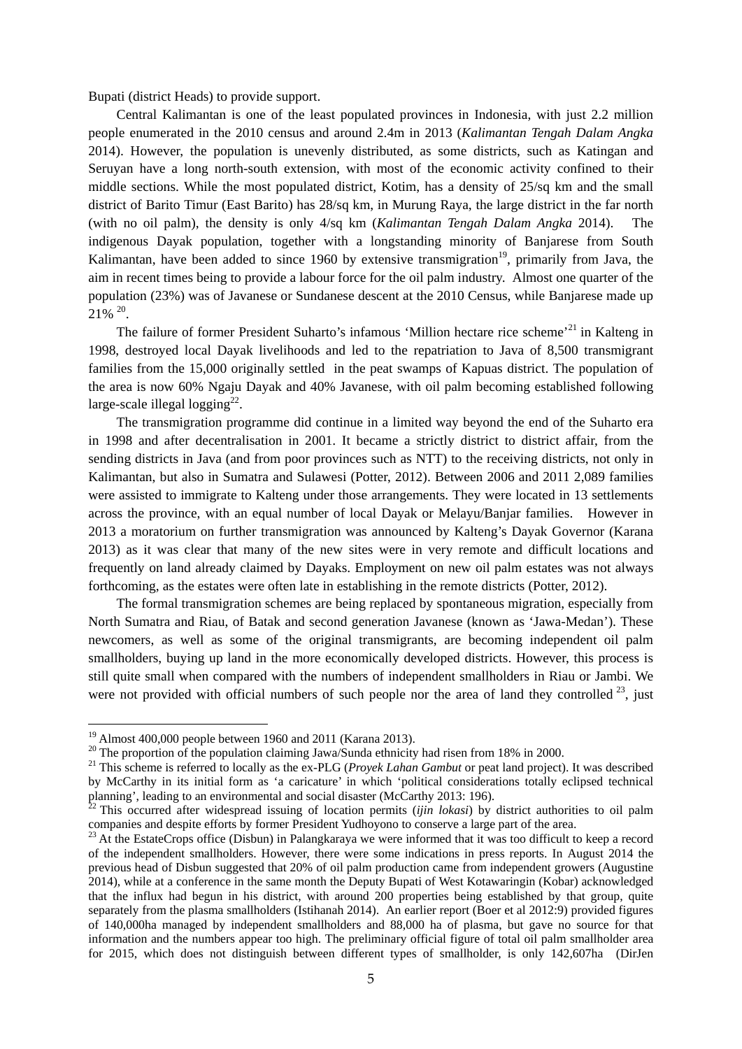Bupati (district Heads) to provide support.

Central Kalimantan is one of the least populated provinces in Indonesia, with just 2.2 million people enumerated in the 2010 census and around 2.4m in 2013 (*Kalimantan Tengah Dalam Angka* 2014). However, the population is unevenly distributed, as some districts, such as Katingan and Seruyan have a long north-south extension, with most of the economic activity confined to their middle sections. While the most populated district, Kotim, has a density of 25/sq km and the small district of Barito Timur (East Barito) has 28/sq km, in Murung Raya, the large district in the far north (with no oil palm), the density is only 4/sq km (*Kalimantan Tengah Dalam Angka* 2014). The indigenous Dayak population, together with a longstanding minority of Banjarese from South Kalimantan, have been added to since 1960 by extensive transmigration[19], primarily from Java, the aim in recent times being to provide a labour force for the oil palm industry. Almost one quarter of the population (23%) was of Javanese or Sundanese descent at the 2010 Census, while Banjarese made up 21% [20].

The failure of former President Suharto's infamous 'Million hectare rice scheme'[21] in Kalteng in 1998, destroyed local Dayak livelihoods and led to the repatriation to Java of 8,500 transmigrant families from the 15,000 originally settled in the peat swamps of Kapuas district. The population of the area is now 60% Ngaju Dayak and 40% Javanese, with oil palm becoming established following large-scale illegal logging[22].

The transmigration programme did continue in a limited way beyond the end of the Suharto era in 1998 and after decentralisation in 2001. It became a strictly district to district affair, from the sending districts in Java (and from poor provinces such as NTT) to the receiving districts, not only in Kalimantan, but also in Sumatra and Sulawesi (Potter, 2012). Between 2006 and 2011 2,089 families were assisted to immigrate to Kalteng under those arrangements. They were located in 13 settlements across the province, with an equal number of local Dayak or Melayu/Banjar families. However in 2013 a moratorium on further transmigration was announced by Kalteng's Dayak Governor (Karana 2013) as it was clear that many of the new sites were in very remote and difficult locations and frequently on land already claimed by Dayaks. Employment on new oil palm estates was not always forthcoming, as the estates were often late in establishing in the remote districts (Potter, 2012).

The formal transmigration schemes are being replaced by spontaneous migration, especially from North Sumatra and Riau, of Batak and second generation Javanese (known as 'Jawa-Medan'). These newcomers, as well as some of the original transmigrants, are becoming independent oil palm smallholders, buying up land in the more economically developed districts. However, this process is still quite small when compared with the numbers of independent smallholders in Riau or Jambi. We were not provided with official numbers of such people nor the area of land they controlled [23], just

---

[19] Almost 400,000 people between 1960 and 2011 (Karana 2013).

[20] The proportion of the population claiming Jawa/Sunda ethnicity had risen from 18% in 2000.

[21] This scheme is referred to locally as the ex-PLG (*Proyek Lahan Gambut* or peat land project). It was described by McCarthy in its initial form as 'a caricature' in which 'political considerations totally eclipsed technical planning', leading to an environmental and social disaster (McCarthy 2013: 196).

[22] This occurred after widespread issuing of location permits (*ijin lokasi*) by district authorities to oil palm companies and despite efforts by former President Yudhoyono to conserve a large part of the area.

[23] At the EstateCrops office (Disbun) in Palangkaraya we were informed that it was too difficult to keep a record of the independent smallholders. However, there were some indications in press reports. In August 2014 the previous head of Disbun suggested that 20% of oil palm production came from independent growers (Augustine 2014), while at a conference in the same month the Deputy Bupati of West Kotawaringin (Kobar) acknowledged that the influx had begun in his district, with around 200 properties being established by that group, quite separately from the plasma smallholders (Istihanah 2014). An earlier report (Boer et al 2012:9) provided figures of 140,000ha managed by independent smallholders and 88,000 ha of plasma, but gave no source for that information and the numbers appear too high. The preliminary official figure of total oil palm smallholder area for 2015, which does not distinguish between different types of smallholder, is only 142,607ha (DirJen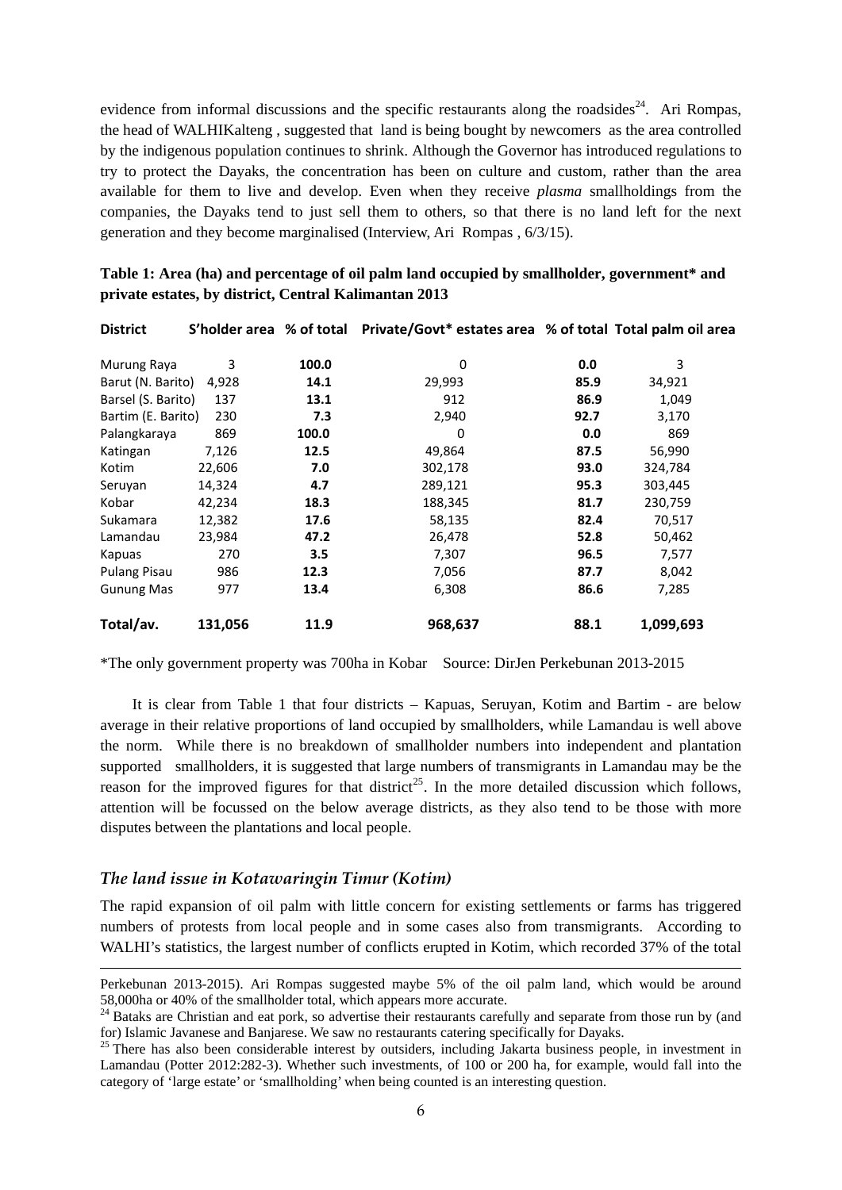evidence from informal discussions and the specific restaurants along the roadsides[24]. Ari Rompas, the head of WALHIKalteng , suggested that land is being bought by newcomers as the area controlled by the indigenous population continues to shrink. Although the Governor has introduced regulations to try to protect the Dayaks, the concentration has been on culture and custom, rather than the area available for them to live and develop. Even when they receive *plasma* smallholdings from the companies, the Dayaks tend to just sell them to others, so that there is no land left for the next generation and they become marginalised (Interview, Ari Rompas , 6/3/15).

**Table 1: Area (ha) and percentage of oil palm land occupied by smallholder, government\* and private estates, by district, Central Kalimantan 2013**

| District | S'holder area | % of total | Private/Govt* estates area | % of total | Total palm oil area |
|---|---|---|---|---|---|
| Murung Raya | 3 | **100.0** | 0 | **0.0** | 3 |
| Barut (N. Barito) | 4,928 | **14.1** | 29,993 | **85.9** | 34,921 |
| Barsel (S. Barito) | 137 | **13.1** | 912 | **86.9** | 1,049 |
| Bartim (E. Barito) | 230 | **7.3** | 2,940 | **92.7** | 3,170 |
| Palangkaraya | 869 | **100.0** | 0 | **0.0** | 869 |
| Katingan | 7,126 | **12.5** | 49,864 | **87.5** | 56,990 |
| Kotim | 22,606 | **7.0** | 302,178 | **93.0** | 324,784 |
| Seruyan | 14,324 | **4.7** | 289,121 | **95.3** | 303,445 |
| Kobar | 42,234 | **18.3** | 188,345 | **81.7** | 230,759 |
| Sukamara | 12,382 | **17.6** | 58,135 | **82.4** | 70,517 |
| Lamandau | 23,984 | **47.2** | 26,478 | **52.8** | 50,462 |
| Kapuas | 270 | **3.5** | 7,307 | **96.5** | 7,577 |
| Pulang Pisau | 986 | **12.3** | 7,056 | **87.7** | 8,042 |
| Gunung Mas | 977 | **13.4** | 6,308 | **86.6** | 7,285 |
| **Total/av.** | **131,056** | **11.9** | **968,637** | **88.1** | **1,099,693** |

\*The only government property was 700ha in Kobar Source: DirJen Perkebunan 2013-2015

It is clear from Table 1 that four districts – Kapuas, Seruyan, Kotim and Bartim - are below average in their relative proportions of land occupied by smallholders, while Lamandau is well above the norm. While there is no breakdown of smallholder numbers into independent and plantation supported smallholders, it is suggested that large numbers of transmigrants in Lamandau may be the reason for the improved figures for that district[25]. In the more detailed discussion which follows, attention will be focussed on the below average districts, as they also tend to be those with more disputes between the plantations and local people.

### *The land issue in Kotawaringin Timur (Kotim)*

The rapid expansion of oil palm with little concern for existing settlements or farms has triggered numbers of protests from local people and in some cases also from transmigrants. According to WALHI's statistics, the largest number of conflicts erupted in Kotim, which recorded 37% of the total

---

Perkebunan 2013-2015). Ari Rompas suggested maybe 5% of the oil palm land, which would be around 58,000ha or 40% of the smallholder total, which appears more accurate.

[24] Bataks are Christian and eat pork, so advertise their restaurants carefully and separate from those run by (and for) Islamic Javanese and Banjarese. We saw no restaurants catering specifically for Dayaks.

[25] There has also been considerable interest by outsiders, including Jakarta business people, in investment in Lamandau (Potter 2012:282-3). Whether such investments, of 100 or 200 ha, for example, would fall into the category of 'large estate' or 'smallholding' when being counted is an interesting question.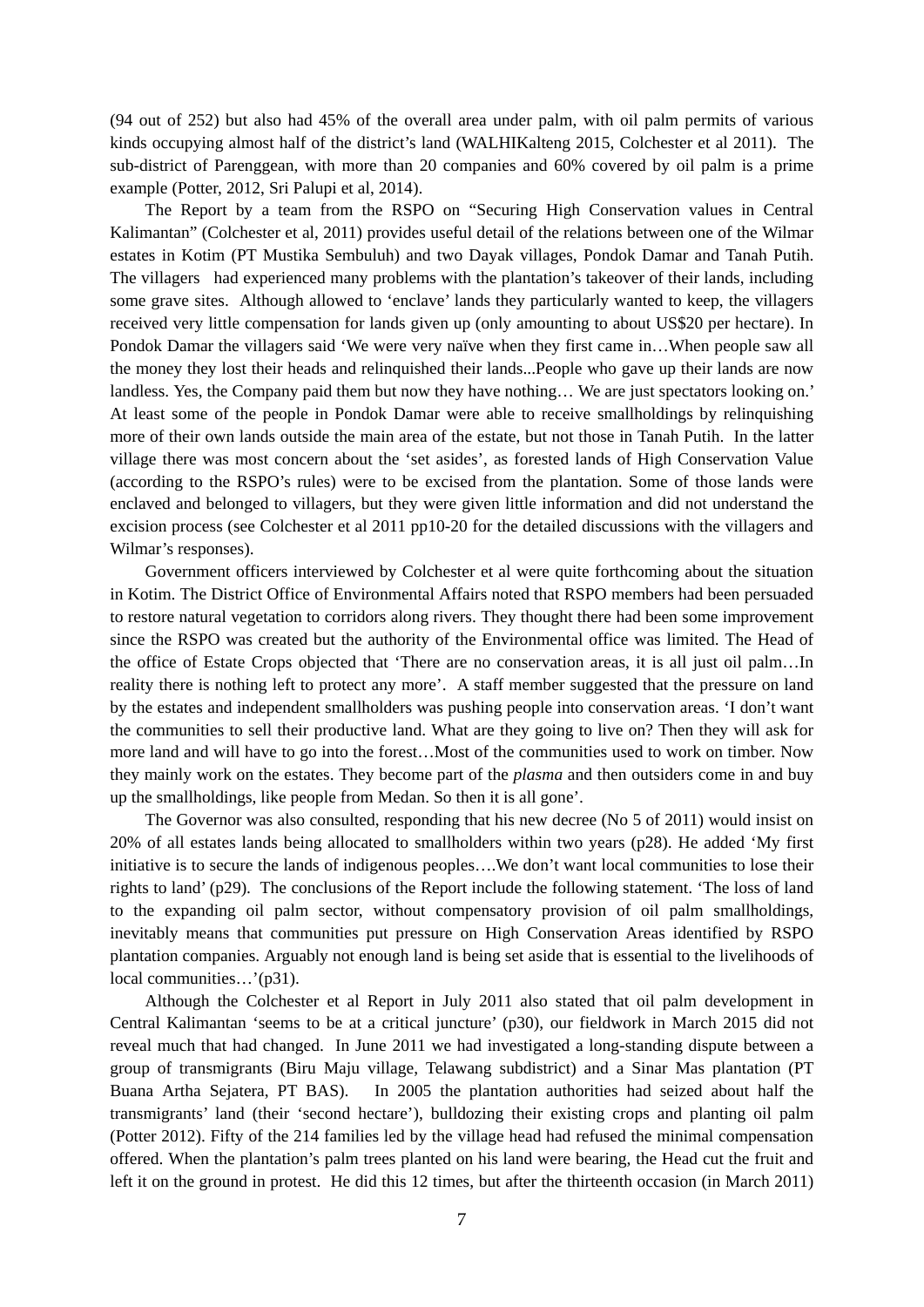(94 out of 252) but also had 45% of the overall area under palm, with oil palm permits of various kinds occupying almost half of the district's land (WALHIKalteng 2015, Colchester et al 2011). The sub-district of Parenggean, with more than 20 companies and 60% covered by oil palm is a prime example (Potter, 2012, Sri Palupi et al, 2014).

The Report by a team from the RSPO on "Securing High Conservation values in Central Kalimantan" (Colchester et al, 2011) provides useful detail of the relations between one of the Wilmar estates in Kotim (PT Mustika Sembuluh) and two Dayak villages, Pondok Damar and Tanah Putih. The villagers had experienced many problems with the plantation's takeover of their lands, including some grave sites. Although allowed to 'enclave' lands they particularly wanted to keep, the villagers received very little compensation for lands given up (only amounting to about US$20 per hectare). In Pondok Damar the villagers said 'We were very naïve when they first came in…When people saw all the money they lost their heads and relinquished their lands...People who gave up their lands are now landless. Yes, the Company paid them but now they have nothing… We are just spectators looking on.' At least some of the people in Pondok Damar were able to receive smallholdings by relinquishing more of their own lands outside the main area of the estate, but not those in Tanah Putih. In the latter village there was most concern about the 'set asides', as forested lands of High Conservation Value (according to the RSPO's rules) were to be excised from the plantation. Some of those lands were enclaved and belonged to villagers, but they were given little information and did not understand the excision process (see Colchester et al 2011 pp10-20 for the detailed discussions with the villagers and Wilmar's responses).

Government officers interviewed by Colchester et al were quite forthcoming about the situation in Kotim. The District Office of Environmental Affairs noted that RSPO members had been persuaded to restore natural vegetation to corridors along rivers. They thought there had been some improvement since the RSPO was created but the authority of the Environmental office was limited. The Head of the office of Estate Crops objected that 'There are no conservation areas, it is all just oil palm…In reality there is nothing left to protect any more'. A staff member suggested that the pressure on land by the estates and independent smallholders was pushing people into conservation areas. 'I don't want the communities to sell their productive land. What are they going to live on? Then they will ask for more land and will have to go into the forest…Most of the communities used to work on timber. Now they mainly work on the estates. They become part of the *plasma* and then outsiders come in and buy up the smallholdings, like people from Medan. So then it is all gone'.

The Governor was also consulted, responding that his new decree (No 5 of 2011) would insist on 20% of all estates lands being allocated to smallholders within two years (p28). He added 'My first initiative is to secure the lands of indigenous peoples….We don't want local communities to lose their rights to land' (p29). The conclusions of the Report include the following statement. 'The loss of land to the expanding oil palm sector, without compensatory provision of oil palm smallholdings, inevitably means that communities put pressure on High Conservation Areas identified by RSPO plantation companies. Arguably not enough land is being set aside that is essential to the livelihoods of local communities…'(p31).

Although the Colchester et al Report in July 2011 also stated that oil palm development in Central Kalimantan 'seems to be at a critical juncture' (p30), our fieldwork in March 2015 did not reveal much that had changed. In June 2011 we had investigated a long-standing dispute between a group of transmigrants (Biru Maju village, Telawang subdistrict) and a Sinar Mas plantation (PT Buana Artha Sejatera, PT BAS). In 2005 the plantation authorities had seized about half the transmigrants' land (their 'second hectare'), bulldozing their existing crops and planting oil palm (Potter 2012). Fifty of the 214 families led by the village head had refused the minimal compensation offered. When the plantation's palm trees planted on his land were bearing, the Head cut the fruit and left it on the ground in protest. He did this 12 times, but after the thirteenth occasion (in March 2011)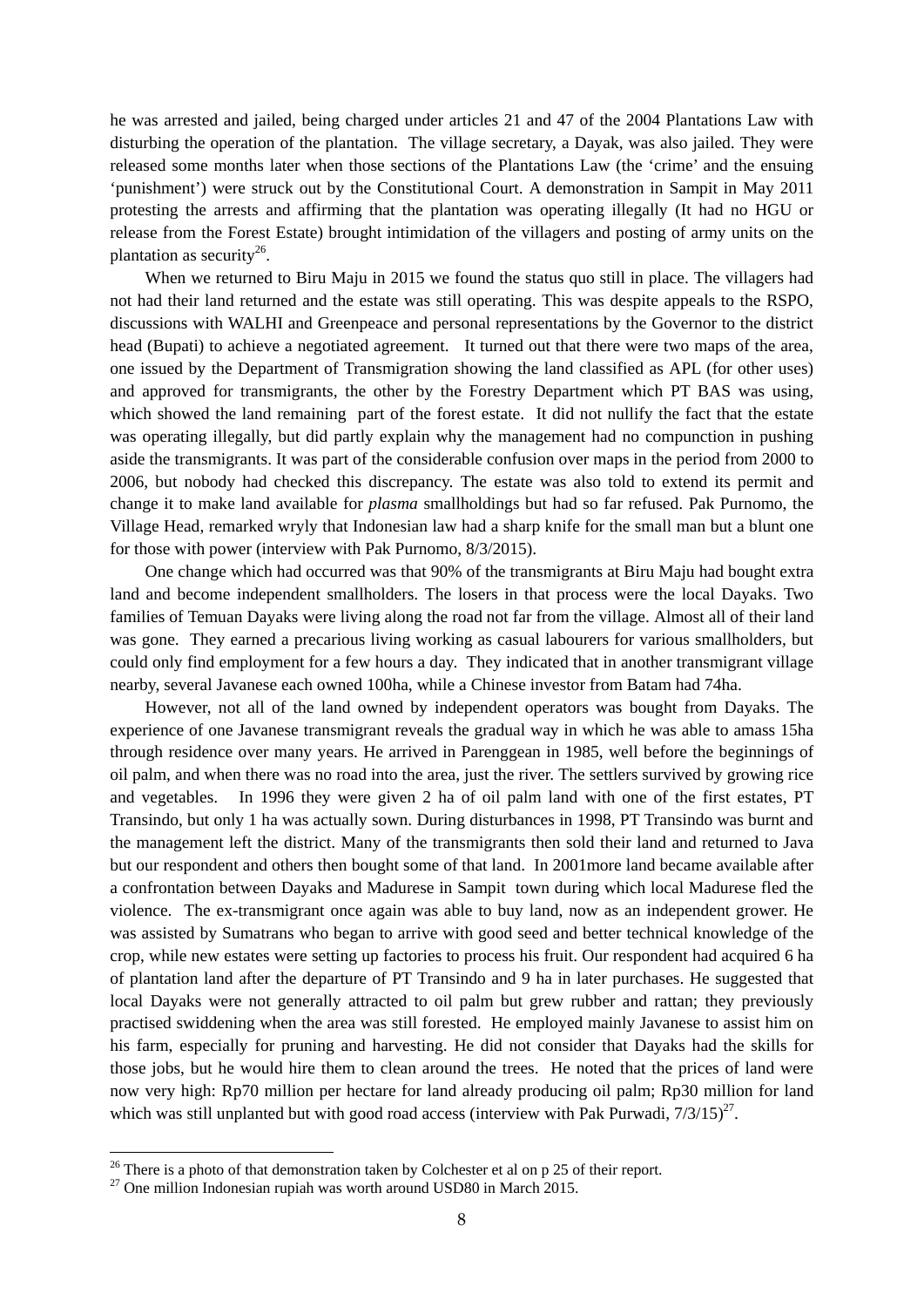he was arrested and jailed, being charged under articles 21 and 47 of the 2004 Plantations Law with disturbing the operation of the plantation. The village secretary, a Dayak, was also jailed. They were released some months later when those sections of the Plantations Law (the 'crime' and the ensuing 'punishment') were struck out by the Constitutional Court. A demonstration in Sampit in May 2011 protesting the arrests and affirming that the plantation was operating illegally (It had no HGU or release from the Forest Estate) brought intimidation of the villagers and posting of army units on the plantation as security[26].

When we returned to Biru Maju in 2015 we found the status quo still in place. The villagers had not had their land returned and the estate was still operating. This was despite appeals to the RSPO, discussions with WALHI and Greenpeace and personal representations by the Governor to the district head (Bupati) to achieve a negotiated agreement. It turned out that there were two maps of the area, one issued by the Department of Transmigration showing the land classified as APL (for other uses) and approved for transmigrants, the other by the Forestry Department which PT BAS was using, which showed the land remaining part of the forest estate. It did not nullify the fact that the estate was operating illegally, but did partly explain why the management had no compunction in pushing aside the transmigrants. It was part of the considerable confusion over maps in the period from 2000 to 2006, but nobody had checked this discrepancy. The estate was also told to extend its permit and change it to make land available for *plasma* smallholdings but had so far refused. Pak Purnomo, the Village Head, remarked wryly that Indonesian law had a sharp knife for the small man but a blunt one for those with power (interview with Pak Purnomo, 8/3/2015).

One change which had occurred was that 90% of the transmigrants at Biru Maju had bought extra land and become independent smallholders. The losers in that process were the local Dayaks. Two families of Temuan Dayaks were living along the road not far from the village. Almost all of their land was gone. They earned a precarious living working as casual labourers for various smallholders, but could only find employment for a few hours a day. They indicated that in another transmigrant village nearby, several Javanese each owned 100ha, while a Chinese investor from Batam had 74ha.

However, not all of the land owned by independent operators was bought from Dayaks. The experience of one Javanese transmigrant reveals the gradual way in which he was able to amass 15ha through residence over many years. He arrived in Parenggean in 1985, well before the beginnings of oil palm, and when there was no road into the area, just the river. The settlers survived by growing rice and vegetables. In 1996 they were given 2 ha of oil palm land with one of the first estates, PT Transindo, but only 1 ha was actually sown. During disturbances in 1998, PT Transindo was burnt and the management left the district. Many of the transmigrants then sold their land and returned to Java but our respondent and others then bought some of that land. In 2001more land became available after a confrontation between Dayaks and Madurese in Sampit town during which local Madurese fled the violence. The ex-transmigrant once again was able to buy land, now as an independent grower. He was assisted by Sumatrans who began to arrive with good seed and better technical knowledge of the crop, while new estates were setting up factories to process his fruit. Our respondent had acquired 6 ha of plantation land after the departure of PT Transindo and 9 ha in later purchases. He suggested that local Dayaks were not generally attracted to oil palm but grew rubber and rattan; they previously practised swiddening when the area was still forested. He employed mainly Javanese to assist him on his farm, especially for pruning and harvesting. He did not consider that Dayaks had the skills for those jobs, but he would hire them to clean around the trees. He noted that the prices of land were now very high: Rp70 million per hectare for land already producing oil palm; Rp30 million for land which was still unplanted but with good road access (interview with Pak Purwadi, 7/3/15)[27].

---

[26] There is a photo of that demonstration taken by Colchester et al on p 25 of their report.

[27] One million Indonesian rupiah was worth around USD80 in March 2015.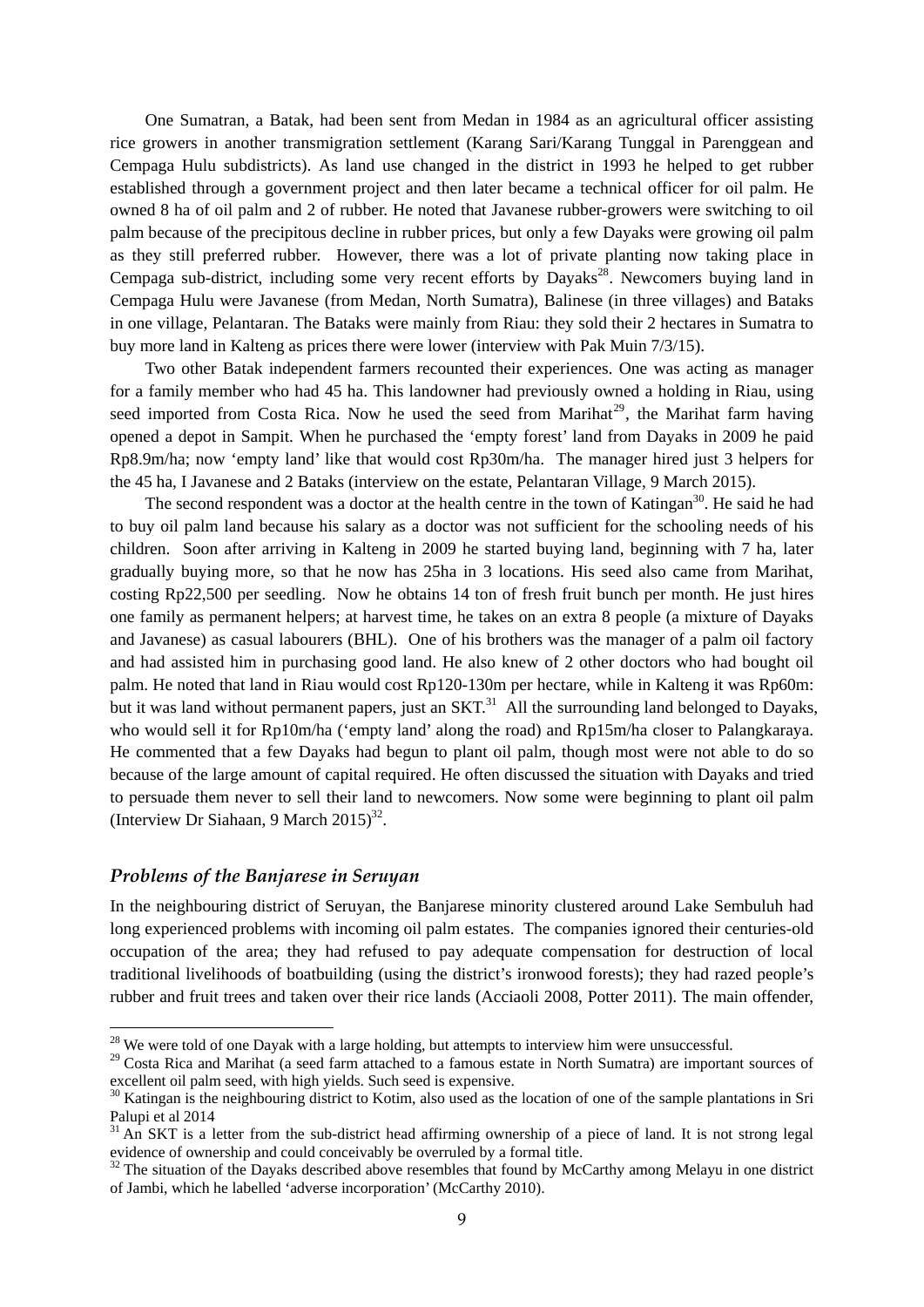One Sumatran, a Batak, had been sent from Medan in 1984 as an agricultural officer assisting rice growers in another transmigration settlement (Karang Sari/Karang Tunggal in Parenggean and Cempaga Hulu subdistricts). As land use changed in the district in 1993 he helped to get rubber established through a government project and then later became a technical officer for oil palm. He owned 8 ha of oil palm and 2 of rubber. He noted that Javanese rubber-growers were switching to oil palm because of the precipitous decline in rubber prices, but only a few Dayaks were growing oil palm as they still preferred rubber. However, there was a lot of private planting now taking place in Cempaga sub-district, including some very recent efforts by Dayaks[28]. Newcomers buying land in Cempaga Hulu were Javanese (from Medan, North Sumatra), Balinese (in three villages) and Bataks in one village, Pelantaran. The Bataks were mainly from Riau: they sold their 2 hectares in Sumatra to buy more land in Kalteng as prices there were lower (interview with Pak Muin 7/3/15).

Two other Batak independent farmers recounted their experiences. One was acting as manager for a family member who had 45 ha. This landowner had previously owned a holding in Riau, using seed imported from Costa Rica. Now he used the seed from Marihat[29], the Marihat farm having opened a depot in Sampit. When he purchased the 'empty forest' land from Dayaks in 2009 he paid Rp8.9m/ha; now 'empty land' like that would cost Rp30m/ha. The manager hired just 3 helpers for the 45 ha, I Javanese and 2 Bataks (interview on the estate, Pelantaran Village, 9 March 2015).

The second respondent was a doctor at the health centre in the town of Katingan[30]. He said he had to buy oil palm land because his salary as a doctor was not sufficient for the schooling needs of his children. Soon after arriving in Kalteng in 2009 he started buying land, beginning with 7 ha, later gradually buying more, so that he now has 25ha in 3 locations. His seed also came from Marihat, costing Rp22,500 per seedling. Now he obtains 14 ton of fresh fruit bunch per month. He just hires one family as permanent helpers; at harvest time, he takes on an extra 8 people (a mixture of Dayaks and Javanese) as casual labourers (BHL). One of his brothers was the manager of a palm oil factory and had assisted him in purchasing good land. He also knew of 2 other doctors who had bought oil palm. He noted that land in Riau would cost Rp120-130m per hectare, while in Kalteng it was Rp60m: but it was land without permanent papers, just an SKT.[31] All the surrounding land belonged to Dayaks, who would sell it for Rp10m/ha ('empty land' along the road) and Rp15m/ha closer to Palangkaraya. He commented that a few Dayaks had begun to plant oil palm, though most were not able to do so because of the large amount of capital required. He often discussed the situation with Dayaks and tried to persuade them never to sell their land to newcomers. Now some were beginning to plant oil palm (Interview Dr Siahaan, 9 March 2015)[32].

### *Problems of the Banjarese in Seruyan*

In the neighbouring district of Seruyan, the Banjarese minority clustered around Lake Sembuluh had long experienced problems with incoming oil palm estates. The companies ignored their centuries-old occupation of the area; they had refused to pay adequate compensation for destruction of local traditional livelihoods of boatbuilding (using the district's ironwood forests); they had razed people's rubber and fruit trees and taken over their rice lands (Acciaioli 2008, Potter 2011). The main offender,

---

[28] We were told of one Dayak with a large holding, but attempts to interview him were unsuccessful.

[29] Costa Rica and Marihat (a seed farm attached to a famous estate in North Sumatra) are important sources of excellent oil palm seed, with high yields. Such seed is expensive.

[30] Katingan is the neighbouring district to Kotim, also used as the location of one of the sample plantations in Sri Palupi et al 2014

[31] An SKT is a letter from the sub-district head affirming ownership of a piece of land. It is not strong legal evidence of ownership and could conceivably be overruled by a formal title.

[32] The situation of the Dayaks described above resembles that found by McCarthy among Melayu in one district of Jambi, which he labelled 'adverse incorporation' (McCarthy 2010).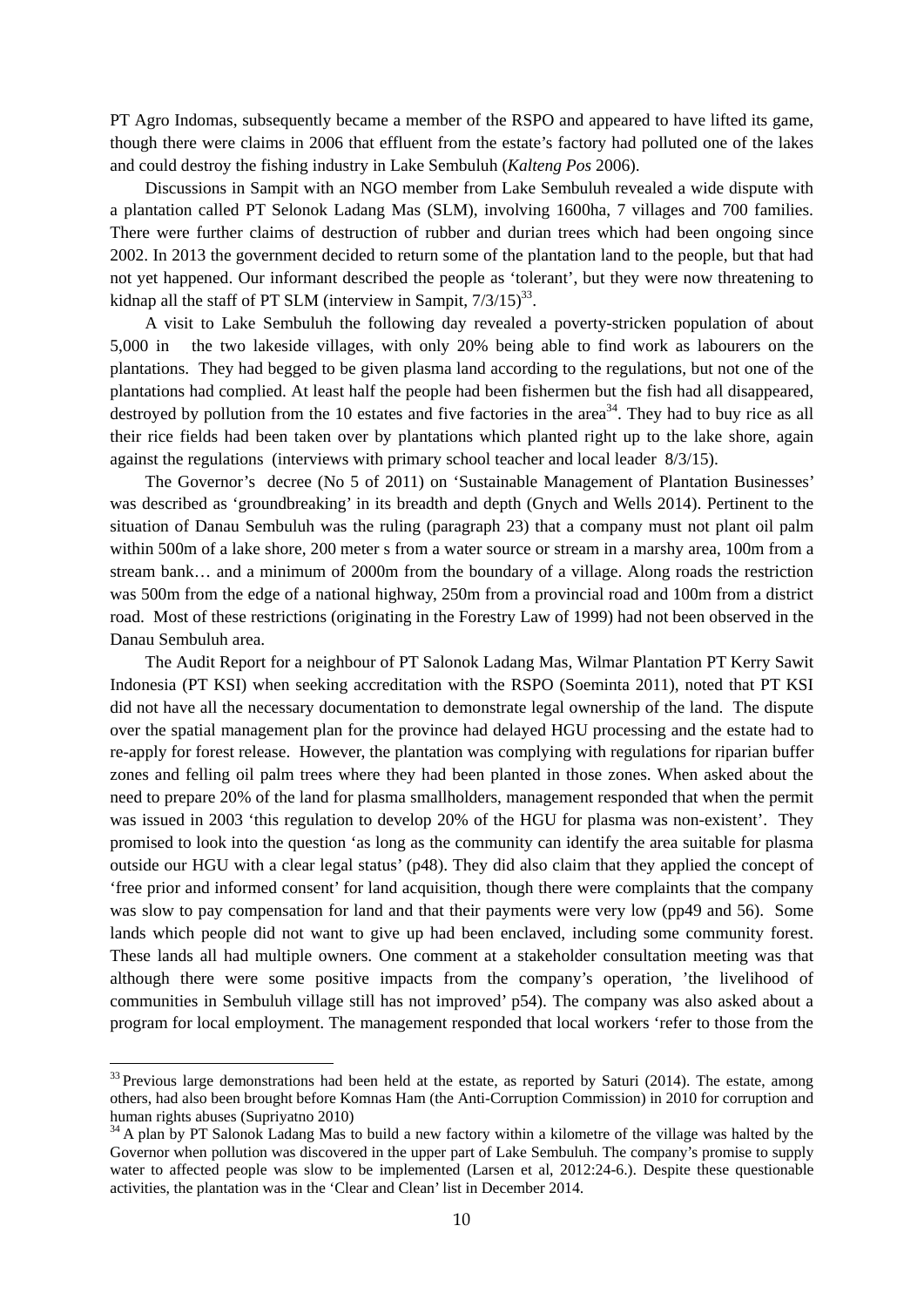PT Agro Indomas, subsequently became a member of the RSPO and appeared to have lifted its game, though there were claims in 2006 that effluent from the estate's factory had polluted one of the lakes and could destroy the fishing industry in Lake Sembuluh (*Kalteng Pos* 2006).

Discussions in Sampit with an NGO member from Lake Sembuluh revealed a wide dispute with a plantation called PT Selonok Ladang Mas (SLM), involving 1600ha, 7 villages and 700 families. There were further claims of destruction of rubber and durian trees which had been ongoing since 2002. In 2013 the government decided to return some of the plantation land to the people, but that had not yet happened. Our informant described the people as 'tolerant', but they were now threatening to kidnap all the staff of PT SLM (interview in Sampit, 7/3/15)[33].

A visit to Lake Sembuluh the following day revealed a poverty-stricken population of about 5,000 in the two lakeside villages, with only 20% being able to find work as labourers on the plantations. They had begged to be given plasma land according to the regulations, but not one of the plantations had complied. At least half the people had been fishermen but the fish had all disappeared, destroyed by pollution from the 10 estates and five factories in the area[34]. They had to buy rice as all their rice fields had been taken over by plantations which planted right up to the lake shore, again against the regulations (interviews with primary school teacher and local leader 8/3/15).

The Governor's decree (No 5 of 2011) on 'Sustainable Management of Plantation Businesses' was described as 'groundbreaking' in its breadth and depth (Gnych and Wells 2014). Pertinent to the situation of Danau Sembuluh was the ruling (paragraph 23) that a company must not plant oil palm within 500m of a lake shore, 200 meter s from a water source or stream in a marshy area, 100m from a stream bank… and a minimum of 2000m from the boundary of a village. Along roads the restriction was 500m from the edge of a national highway, 250m from a provincial road and 100m from a district road. Most of these restrictions (originating in the Forestry Law of 1999) had not been observed in the Danau Sembuluh area.

The Audit Report for a neighbour of PT Salonok Ladang Mas, Wilmar Plantation PT Kerry Sawit Indonesia (PT KSI) when seeking accreditation with the RSPO (Soeminta 2011), noted that PT KSI did not have all the necessary documentation to demonstrate legal ownership of the land. The dispute over the spatial management plan for the province had delayed HGU processing and the estate had to re-apply for forest release. However, the plantation was complying with regulations for riparian buffer zones and felling oil palm trees where they had been planted in those zones. When asked about the need to prepare 20% of the land for plasma smallholders, management responded that when the permit was issued in 2003 'this regulation to develop 20% of the HGU for plasma was non-existent'. They promised to look into the question 'as long as the community can identify the area suitable for plasma outside our HGU with a clear legal status' (p48). They did also claim that they applied the concept of 'free prior and informed consent' for land acquisition, though there were complaints that the company was slow to pay compensation for land and that their payments were very low (pp49 and 56). Some lands which people did not want to give up had been enclaved, including some community forest. These lands all had multiple owners. One comment at a stakeholder consultation meeting was that although there were some positive impacts from the company's operation, 'the livelihood of communities in Sembuluh village still has not improved' p54). The company was also asked about a program for local employment. The management responded that local workers 'refer to those from the

---

[33] Previous large demonstrations had been held at the estate, as reported by Saturi (2014). The estate, among others, had also been brought before Komnas Ham (the Anti-Corruption Commission) in 2010 for corruption and human rights abuses (Supriyatno 2010)

[34] A plan by PT Salonok Ladang Mas to build a new factory within a kilometre of the village was halted by the Governor when pollution was discovered in the upper part of Lake Sembuluh. The company's promise to supply water to affected people was slow to be implemented (Larsen et al, 2012:24-6.). Despite these questionable activities, the plantation was in the 'Clear and Clean' list in December 2014.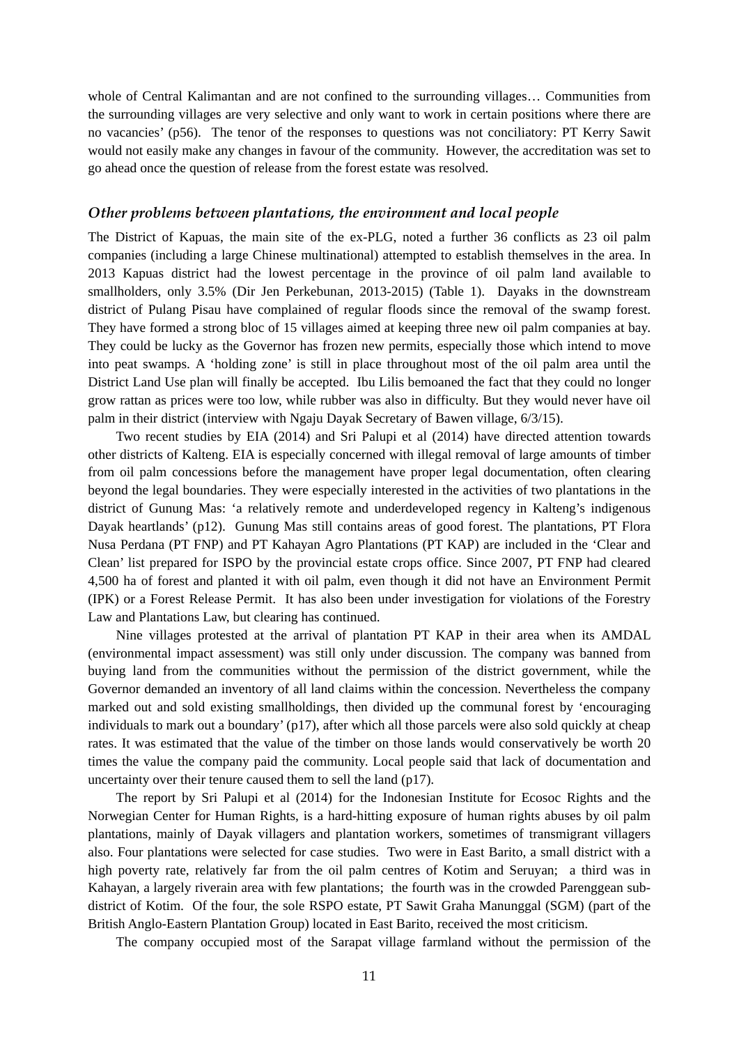whole of Central Kalimantan and are not confined to the surrounding villages… Communities from the surrounding villages are very selective and only want to work in certain positions where there are no vacancies' (p56). The tenor of the responses to questions was not conciliatory: PT Kerry Sawit would not easily make any changes in favour of the community. However, the accreditation was set to go ahead once the question of release from the forest estate was resolved.

### *Other problems between plantations, the environment and local people*

The District of Kapuas, the main site of the ex-PLG, noted a further 36 conflicts as 23 oil palm companies (including a large Chinese multinational) attempted to establish themselves in the area. In 2013 Kapuas district had the lowest percentage in the province of oil palm land available to smallholders, only 3.5% (Dir Jen Perkebunan, 2013-2015) (Table 1). Dayaks in the downstream district of Pulang Pisau have complained of regular floods since the removal of the swamp forest. They have formed a strong bloc of 15 villages aimed at keeping three new oil palm companies at bay. They could be lucky as the Governor has frozen new permits, especially those which intend to move into peat swamps. A 'holding zone' is still in place throughout most of the oil palm area until the District Land Use plan will finally be accepted. Ibu Lilis bemoaned the fact that they could no longer grow rattan as prices were too low, while rubber was also in difficulty. But they would never have oil palm in their district (interview with Ngaju Dayak Secretary of Bawen village, 6/3/15).

Two recent studies by EIA (2014) and Sri Palupi et al (2014) have directed attention towards other districts of Kalteng. EIA is especially concerned with illegal removal of large amounts of timber from oil palm concessions before the management have proper legal documentation, often clearing beyond the legal boundaries. They were especially interested in the activities of two plantations in the district of Gunung Mas: 'a relatively remote and underdeveloped regency in Kalteng's indigenous Dayak heartlands' (p12). Gunung Mas still contains areas of good forest. The plantations, PT Flora Nusa Perdana (PT FNP) and PT Kahayan Agro Plantations (PT KAP) are included in the 'Clear and Clean' list prepared for ISPO by the provincial estate crops office. Since 2007, PT FNP had cleared 4,500 ha of forest and planted it with oil palm, even though it did not have an Environment Permit (IPK) or a Forest Release Permit. It has also been under investigation for violations of the Forestry Law and Plantations Law, but clearing has continued.

Nine villages protested at the arrival of plantation PT KAP in their area when its AMDAL (environmental impact assessment) was still only under discussion. The company was banned from buying land from the communities without the permission of the district government, while the Governor demanded an inventory of all land claims within the concession. Nevertheless the company marked out and sold existing smallholdings, then divided up the communal forest by 'encouraging individuals to mark out a boundary' (p17), after which all those parcels were also sold quickly at cheap rates. It was estimated that the value of the timber on those lands would conservatively be worth 20 times the value the company paid the community. Local people said that lack of documentation and uncertainty over their tenure caused them to sell the land (p17).

The report by Sri Palupi et al (2014) for the Indonesian Institute for Ecosoc Rights and the Norwegian Center for Human Rights, is a hard-hitting exposure of human rights abuses by oil palm plantations, mainly of Dayak villagers and plantation workers, sometimes of transmigrant villagers also. Four plantations were selected for case studies. Two were in East Barito, a small district with a high poverty rate, relatively far from the oil palm centres of Kotim and Seruyan; a third was in Kahayan, a largely riverain area with few plantations; the fourth was in the crowded Parenggean sub-district of Kotim. Of the four, the sole RSPO estate, PT Sawit Graha Manunggal (SGM) (part of the British Anglo-Eastern Plantation Group) located in East Barito, received the most criticism.

The company occupied most of the Sarapat village farmland without the permission of the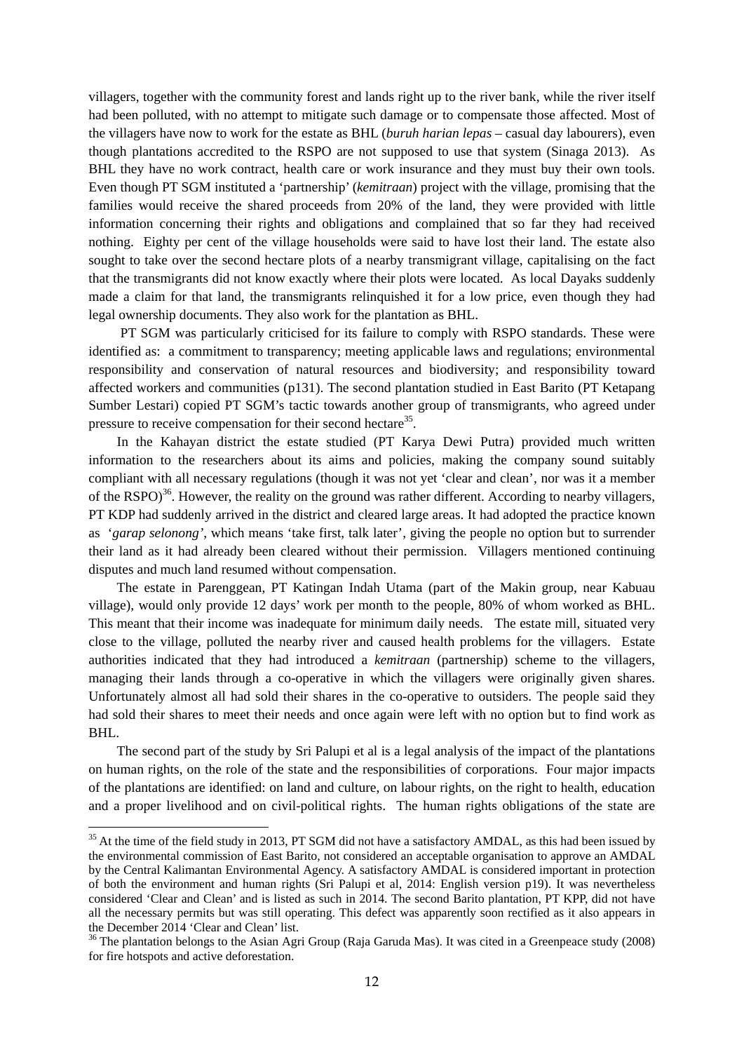villagers, together with the community forest and lands right up to the river bank, while the river itself had been polluted, with no attempt to mitigate such damage or to compensate those affected. Most of the villagers have now to work for the estate as BHL (*buruh harian lepas* – casual day labourers), even though plantations accredited to the RSPO are not supposed to use that system (Sinaga 2013). As BHL they have no work contract, health care or work insurance and they must buy their own tools. Even though PT SGM instituted a 'partnership' (*kemitraan*) project with the village, promising that the families would receive the shared proceeds from 20% of the land, they were provided with little information concerning their rights and obligations and complained that so far they had received nothing. Eighty per cent of the village households were said to have lost their land. The estate also sought to take over the second hectare plots of a nearby transmigrant village, capitalising on the fact that the transmigrants did not know exactly where their plots were located. As local Dayaks suddenly made a claim for that land, the transmigrants relinquished it for a low price, even though they had legal ownership documents. They also work for the plantation as BHL.

PT SGM was particularly criticised for its failure to comply with RSPO standards. These were identified as: a commitment to transparency; meeting applicable laws and regulations; environmental responsibility and conservation of natural resources and biodiversity; and responsibility toward affected workers and communities (p131). The second plantation studied in East Barito (PT Ketapang Sumber Lestari) copied PT SGM's tactic towards another group of transmigrants, who agreed under pressure to receive compensation for their second hectare[35].

In the Kahayan district the estate studied (PT Karya Dewi Putra) provided much written information to the researchers about its aims and policies, making the company sound suitably compliant with all necessary regulations (though it was not yet 'clear and clean', nor was it a member of the RSPO)[36]. However, the reality on the ground was rather different. According to nearby villagers, PT KDP had suddenly arrived in the district and cleared large areas. It had adopted the practice known as '*garap selonong*', which means 'take first, talk later', giving the people no option but to surrender their land as it had already been cleared without their permission. Villagers mentioned continuing disputes and much land resumed without compensation.

The estate in Parenggean, PT Katingan Indah Utama (part of the Makin group, near Kabuau village), would only provide 12 days' work per month to the people, 80% of whom worked as BHL. This meant that their income was inadequate for minimum daily needs. The estate mill, situated very close to the village, polluted the nearby river and caused health problems for the villagers. Estate authorities indicated that they had introduced a *kemitraan* (partnership) scheme to the villagers, managing their lands through a co-operative in which the villagers were originally given shares. Unfortunately almost all had sold their shares in the co-operative to outsiders. The people said they had sold their shares to meet their needs and once again were left with no option but to find work as BHL.

The second part of the study by Sri Palupi et al is a legal analysis of the impact of the plantations on human rights, on the role of the state and the responsibilities of corporations. Four major impacts of the plantations are identified: on land and culture, on labour rights, on the right to health, education and a proper livelihood and on civil-political rights. The human rights obligations of the state are

---

[35] At the time of the field study in 2013, PT SGM did not have a satisfactory AMDAL, as this had been issued by the environmental commission of East Barito, not considered an acceptable organisation to approve an AMDAL by the Central Kalimantan Environmental Agency. A satisfactory AMDAL is considered important in protection of both the environment and human rights (Sri Palupi et al, 2014: English version p19). It was nevertheless considered 'Clear and Clean' and is listed as such in 2014. The second Barito plantation, PT KPP, did not have all the necessary permits but was still operating. This defect was apparently soon rectified as it also appears in the December 2014 'Clear and Clean' list.

[36] The plantation belongs to the Asian Agri Group (Raja Garuda Mas). It was cited in a Greenpeace study (2008) for fire hotspots and active deforestation.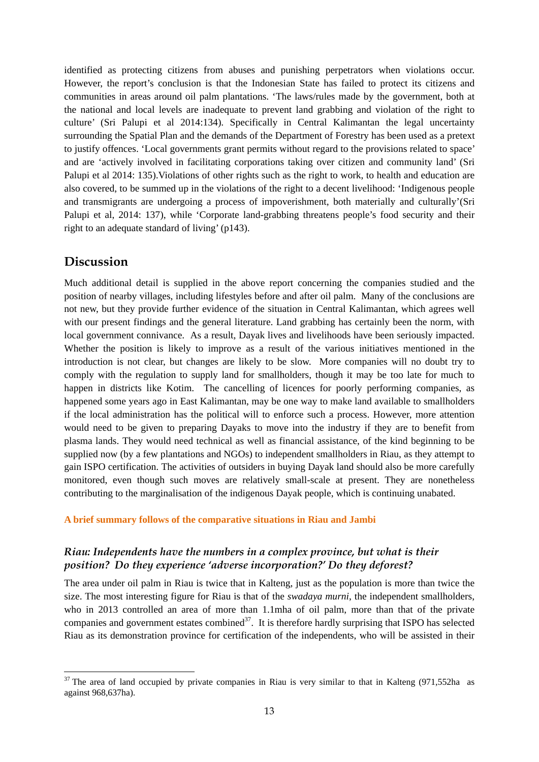identified as protecting citizens from abuses and punishing perpetrators when violations occur. However, the report's conclusion is that the Indonesian State has failed to protect its citizens and communities in areas around oil palm plantations. 'The laws/rules made by the government, both at the national and local levels are inadequate to prevent land grabbing and violation of the right to culture' (Sri Palupi et al 2014:134). Specifically in Central Kalimantan the legal uncertainty surrounding the Spatial Plan and the demands of the Department of Forestry has been used as a pretext to justify offences. 'Local governments grant permits without regard to the provisions related to space' and are 'actively involved in facilitating corporations taking over citizen and community land' (Sri Palupi et al 2014: 135).Violations of other rights such as the right to work, to health and education are also covered, to be summed up in the violations of the right to a decent livelihood: 'Indigenous people and transmigrants are undergoing a process of impoverishment, both materially and culturally'(Sri Palupi et al, 2014: 137), while 'Corporate land-grabbing threatens people's food security and their right to an adequate standard of living' (p143).

## Discussion

Much additional detail is supplied in the above report concerning the companies studied and the position of nearby villages, including lifestyles before and after oil palm. Many of the conclusions are not new, but they provide further evidence of the situation in Central Kalimantan, which agrees well with our present findings and the general literature. Land grabbing has certainly been the norm, with local government connivance. As a result, Dayak lives and livelihoods have been seriously impacted. Whether the position is likely to improve as a result of the various initiatives mentioned in the introduction is not clear, but changes are likely to be slow. More companies will no doubt try to comply with the regulation to supply land for smallholders, though it may be too late for much to happen in districts like Kotim. The cancelling of licences for poorly performing companies, as happened some years ago in East Kalimantan, may be one way to make land available to smallholders if the local administration has the political will to enforce such a process. However, more attention would need to be given to preparing Dayaks to move into the industry if they are to benefit from plasma lands. They would need technical as well as financial assistance, of the kind beginning to be supplied now (by a few plantations and NGOs) to independent smallholders in Riau, as they attempt to gain ISPO certification. The activities of outsiders in buying Dayak land should also be more carefully monitored, even though such moves are relatively small-scale at present. They are nonetheless contributing to the marginalisation of the indigenous Dayak people, which is continuing unabated.

**A brief summary follows of the comparative situations in Riau and Jambi**

### *Riau: Independents have the numbers in a complex province, but what is their position? Do they experience 'adverse incorporation?' Do they deforest?*

The area under oil palm in Riau is twice that in Kalteng, just as the population is more than twice the size. The most interesting figure for Riau is that of the *swadaya murni*, the independent smallholders, who in 2013 controlled an area of more than 1.1mha of oil palm, more than that of the private companies and government estates combined[37]. It is therefore hardly surprising that ISPO has selected Riau as its demonstration province for certification of the independents, who will be assisted in their

[37] The area of land occupied by private companies in Riau is very similar to that in Kalteng (971,552ha as against 968,637ha).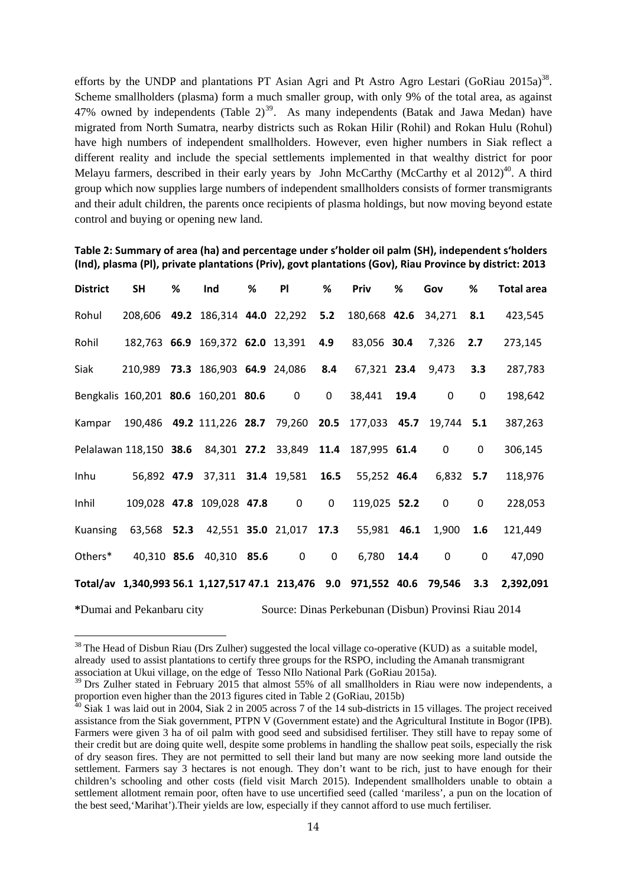efforts by the UNDP and plantations PT Asian Agri and Pt Astro Agro Lestari (GoRiau 2015a)[38]. Scheme smallholders (plasma) form a much smaller group, with only 9% of the total area, as against 47% owned by independents (Table 2)[39]. As many independents (Batak and Jawa Medan) have migrated from North Sumatra, nearby districts such as Rokan Hilir (Rohil) and Rokan Hulu (Rohul) have high numbers of independent smallholders. However, even higher numbers in Siak reflect a different reality and include the special settlements implemented in that wealthy district for poor Melayu farmers, described in their early years by John McCarthy (McCarthy et al 2012)[40]. A third group which now supplies large numbers of independent smallholders consists of former transmigrants and their adult children, the parents once recipients of plasma holdings, but now moving beyond estate control and buying or opening new land.

**Table 2: Summary of area (ha) and percentage under s'holder oil palm (SH), independent s'holders (Ind), plasma (Pl), private plantations (Priv), govt plantations (Gov), Riau Province by district: 2013**

| District | SH | % | Ind | % | Pl | % | Priv | % | Gov | % | Total area |
|---|---|---|---|---|---|---|---|---|---|---|---|
| Rohul | 208,606 | **49.2** | 186,314 | **44.0** | 22,292 | **5.2** | 180,668 | **42.6** | 34,271 | **8.1** | 423,545 |
| Rohil | 182,763 | **66.9** | 169,372 | **62.0** | 13,391 | **4.9** | 83,056 | **30.4** | 7,326 | **2.7** | 273,145 |
| Siak | 210,989 | **73.3** | 186,903 | **64.9** | 24,086 | **8.4** | 67,321 | **23.4** | 9,473 | **3.3** | 287,783 |
| Bengkalis | 160,201 | **80.6** | 160,201 | **80.6** | 0 | 0 | 38,441 | **19.4** | 0 | 0 | 198,642 |
| Kampar | 190,486 | **49.2** | 111,226 | **28.7** | 79,260 | **20.5** | 177,033 | **45.7** | 19,744 | **5.1** | 387,263 |
| Pelalawan | 118,150 | **38.6** | 84,301 | **27.2** | 33,849 | **11.4** | 187,995 | **61.4** | 0 | 0 | 306,145 |
| Inhu | 56,892 | **47.9** | 37,311 | **31.4** | 19,581 | **16.5** | 55,252 | **46.4** | 6,832 | **5.7** | 118,976 |
| Inhil | 109,028 | **47.8** | 109,028 | **47.8** | 0 | 0 | 119,025 | **52.2** | 0 | 0 | 228,053 |
| Kuansing | 63,568 | **52.3** | 42,551 | **35.0** | 21,017 | **17.3** | 55,981 | **46.1** | 1,900 | **1.6** | 121,449 |
| Others* | 40,310 | **85.6** | 40,310 | **85.6** | 0 | 0 | 6,780 | **14.4** | 0 | 0 | 47,090 |
| **Total/av** | **1,340,993** | **56.1** | **1,127,517** | **47.1** | **213,476** | **9.0** | **971,552** | **40.6** | **79,546** | **3.3** | **2,392,091** |

**\***Dumai and Pekanbaru city — Source: Dinas Perkebunan (Disbun) Provinsi Riau 2014

[38] The Head of Disbun Riau (Drs Zulher) suggested the local village co-operative (KUD) as a suitable model, already used to assist plantations to certify three groups for the RSPO, including the Amanah transmigrant association at Ukui village, on the edge of Tesso NIlo National Park (GoRiau 2015a).

[39] Drs Zulher stated in February 2015 that almost 55% of all smallholders in Riau were now independents, a proportion even higher than the 2013 figures cited in Table 2 (GoRiau, 2015b)

[40] Siak 1 was laid out in 2004, Siak 2 in 2005 across 7 of the 14 sub-districts in 15 villages. The project received assistance from the Siak government, PTPN V (Government estate) and the Agricultural Institute in Bogor (IPB). Farmers were given 3 ha of oil palm with good seed and subsidised fertiliser. They still have to repay some of their credit but are doing quite well, despite some problems in handling the shallow peat soils, especially the risk of dry season fires. They are not permitted to sell their land but many are now seeking more land outside the settlement. Farmers say 3 hectares is not enough. They don't want to be rich, just to have enough for their children's schooling and other costs (field visit March 2015). Independent smallholders unable to obtain a settlement allotment remain poor, often have to use uncertified seed (called 'mariless', a pun on the location of the best seed,'Marihat').Their yields are low, especially if they cannot afford to use much fertiliser.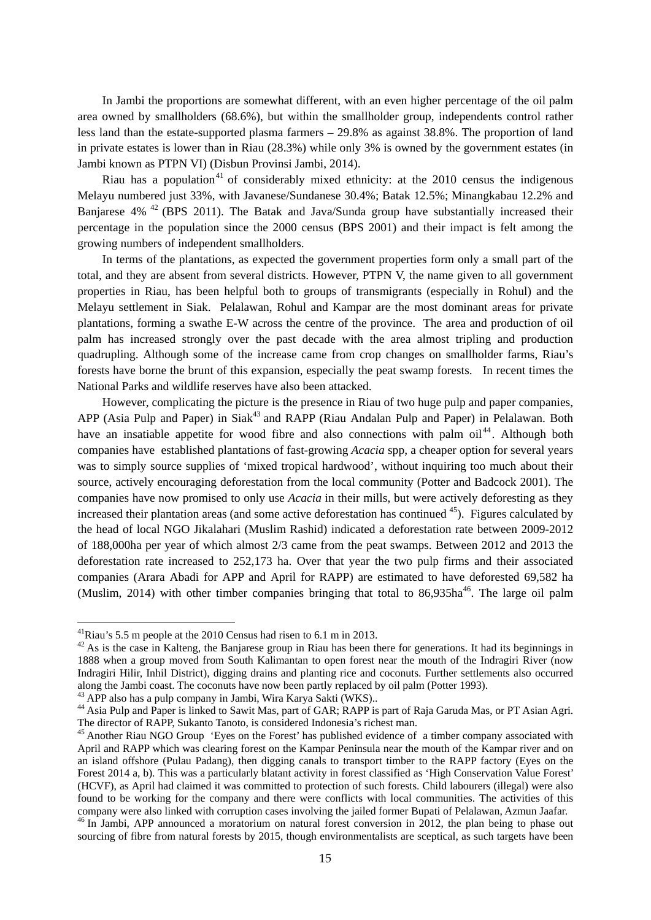In Jambi the proportions are somewhat different, with an even higher percentage of the oil palm area owned by smallholders (68.6%), but within the smallholder group, independents control rather less land than the estate-supported plasma farmers – 29.8% as against 38.8%. The proportion of land in private estates is lower than in Riau (28.3%) while only 3% is owned by the government estates (in Jambi known as PTPN VI) (Disbun Provinsi Jambi, 2014).

Riau has a population[41] of considerably mixed ethnicity: at the 2010 census the indigenous Melayu numbered just 33%, with Javanese/Sundanese 30.4%; Batak 12.5%; Minangkabau 12.2% and Banjarese 4% [42] (BPS 2011). The Batak and Java/Sunda group have substantially increased their percentage in the population since the 2000 census (BPS 2001) and their impact is felt among the growing numbers of independent smallholders.

In terms of the plantations, as expected the government properties form only a small part of the total, and they are absent from several districts. However, PTPN V, the name given to all government properties in Riau, has been helpful both to groups of transmigrants (especially in Rohul) and the Melayu settlement in Siak. Pelalawan, Rohul and Kampar are the most dominant areas for private plantations, forming a swathe E-W across the centre of the province. The area and production of oil palm has increased strongly over the past decade with the area almost tripling and production quadrupling. Although some of the increase came from crop changes on smallholder farms, Riau's forests have borne the brunt of this expansion, especially the peat swamp forests. In recent times the National Parks and wildlife reserves have also been attacked.

However, complicating the picture is the presence in Riau of two huge pulp and paper companies, APP (Asia Pulp and Paper) in Siak[43] and RAPP (Riau Andalan Pulp and Paper) in Pelalawan. Both have an insatiable appetite for wood fibre and also connections with palm oil[44]. Although both companies have established plantations of fast-growing *Acacia* spp, a cheaper option for several years was to simply source supplies of 'mixed tropical hardwood', without inquiring too much about their source, actively encouraging deforestation from the local community (Potter and Badcock 2001). The companies have now promised to only use *Acacia* in their mills, but were actively deforesting as they increased their plantation areas (and some active deforestation has continued [45]). Figures calculated by the head of local NGO Jikalahari (Muslim Rashid) indicated a deforestation rate between 2009-2012 of 188,000ha per year of which almost 2/3 came from the peat swamps. Between 2012 and 2013 the deforestation rate increased to 252,173 ha. Over that year the two pulp firms and their associated companies (Arara Abadi for APP and April for RAPP) are estimated to have deforested 69,582 ha (Muslim, 2014) with other timber companies bringing that total to 86,935ha[46]. The large oil palm

---

[41] Riau's 5.5 m people at the 2010 Census had risen to 6.1 m in 2013.

[42] As is the case in Kalteng, the Banjarese group in Riau has been there for generations. It had its beginnings in 1888 when a group moved from South Kalimantan to open forest near the mouth of the Indragiri River (now Indragiri Hilir, Inhil District), digging drains and planting rice and coconuts. Further settlements also occurred along the Jambi coast. The coconuts have now been partly replaced by oil palm (Potter 1993).

[43] APP also has a pulp company in Jambi, Wira Karya Sakti (WKS)..

[44] Asia Pulp and Paper is linked to Sawit Mas, part of GAR; RAPP is part of Raja Garuda Mas, or PT Asian Agri. The director of RAPP, Sukanto Tanoto, is considered Indonesia's richest man.

[45] Another Riau NGO Group 'Eyes on the Forest' has published evidence of a timber company associated with April and RAPP which was clearing forest on the Kampar Peninsula near the mouth of the Kampar river and on an island offshore (Pulau Padang), then digging canals to transport timber to the RAPP factory (Eyes on the Forest 2014 a, b). This was a particularly blatant activity in forest classified as 'High Conservation Value Forest' (HCVF), as April had claimed it was committed to protection of such forests. Child labourers (illegal) were also found to be working for the company and there were conflicts with local communities. The activities of this company were also linked with corruption cases involving the jailed former Bupati of Pelalawan, Azmun Jaafar.

[46] In Jambi, APP announced a moratorium on natural forest conversion in 2012, the plan being to phase out sourcing of fibre from natural forests by 2015, though environmentalists are sceptical, as such targets have been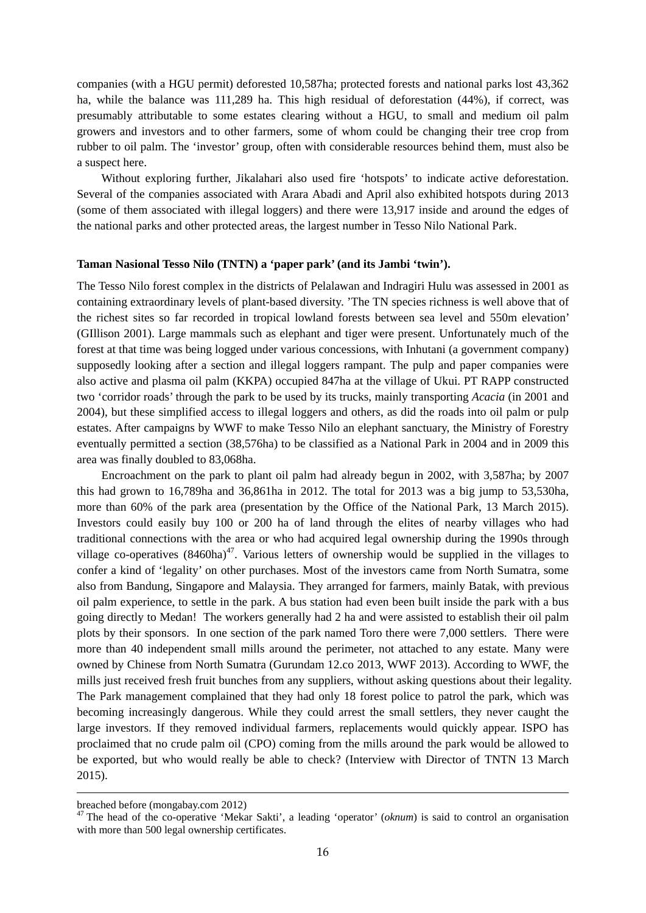companies (with a HGU permit) deforested 10,587ha; protected forests and national parks lost 43,362 ha, while the balance was 111,289 ha. This high residual of deforestation (44%), if correct, was presumably attributable to some estates clearing without a HGU, to small and medium oil palm growers and investors and to other farmers, some of whom could be changing their tree crop from rubber to oil palm. The 'investor' group, often with considerable resources behind them, must also be a suspect here.

Without exploring further, Jikalahari also used fire 'hotspots' to indicate active deforestation. Several of the companies associated with Arara Abadi and April also exhibited hotspots during 2013 (some of them associated with illegal loggers) and there were 13,917 inside and around the edges of the national parks and other protected areas, the largest number in Tesso Nilo National Park.

**Taman Nasional Tesso Nilo (TNTN) a 'paper park' (and its Jambi 'twin').**

The Tesso Nilo forest complex in the districts of Pelalawan and Indragiri Hulu was assessed in 2001 as containing extraordinary levels of plant-based diversity. 'The TN species richness is well above that of the richest sites so far recorded in tropical lowland forests between sea level and 550m elevation' (GIllison 2001). Large mammals such as elephant and tiger were present. Unfortunately much of the forest at that time was being logged under various concessions, with Inhutani (a government company) supposedly looking after a section and illegal loggers rampant. The pulp and paper companies were also active and plasma oil palm (KKPA) occupied 847ha at the village of Ukui. PT RAPP constructed two 'corridor roads' through the park to be used by its trucks, mainly transporting *Acacia* (in 2001 and 2004), but these simplified access to illegal loggers and others, as did the roads into oil palm or pulp estates. After campaigns by WWF to make Tesso Nilo an elephant sanctuary, the Ministry of Forestry eventually permitted a section (38,576ha) to be classified as a National Park in 2004 and in 2009 this area was finally doubled to 83,068ha.

Encroachment on the park to plant oil palm had already begun in 2002, with 3,587ha; by 2007 this had grown to 16,789ha and 36,861ha in 2012. The total for 2013 was a big jump to 53,530ha, more than 60% of the park area (presentation by the Office of the National Park, 13 March 2015). Investors could easily buy 100 or 200 ha of land through the elites of nearby villages who had traditional connections with the area or who had acquired legal ownership during the 1990s through village co-operatives (8460ha)[47]. Various letters of ownership would be supplied in the villages to confer a kind of 'legality' on other purchases. Most of the investors came from North Sumatra, some also from Bandung, Singapore and Malaysia. They arranged for farmers, mainly Batak, with previous oil palm experience, to settle in the park. A bus station had even been built inside the park with a bus going directly to Medan! The workers generally had 2 ha and were assisted to establish their oil palm plots by their sponsors. In one section of the park named Toro there were 7,000 settlers. There were more than 40 independent small mills around the perimeter, not attached to any estate. Many were owned by Chinese from North Sumatra (Gurundam 12.co 2013, WWF 2013). According to WWF, the mills just received fresh fruit bunches from any suppliers, without asking questions about their legality. The Park management complained that they had only 18 forest police to patrol the park, which was becoming increasingly dangerous. While they could arrest the small settlers, they never caught the large investors. If they removed individual farmers, replacements would quickly appear. ISPO has proclaimed that no crude palm oil (CPO) coming from the mills around the park would be allowed to be exported, but who would really be able to check? (Interview with Director of TNTN 13 March 2015).

---

breached before (mongabay.com 2012)

[47] The head of the co-operative 'Mekar Sakti', a leading 'operator' (*oknum*) is said to control an organisation with more than 500 legal ownership certificates.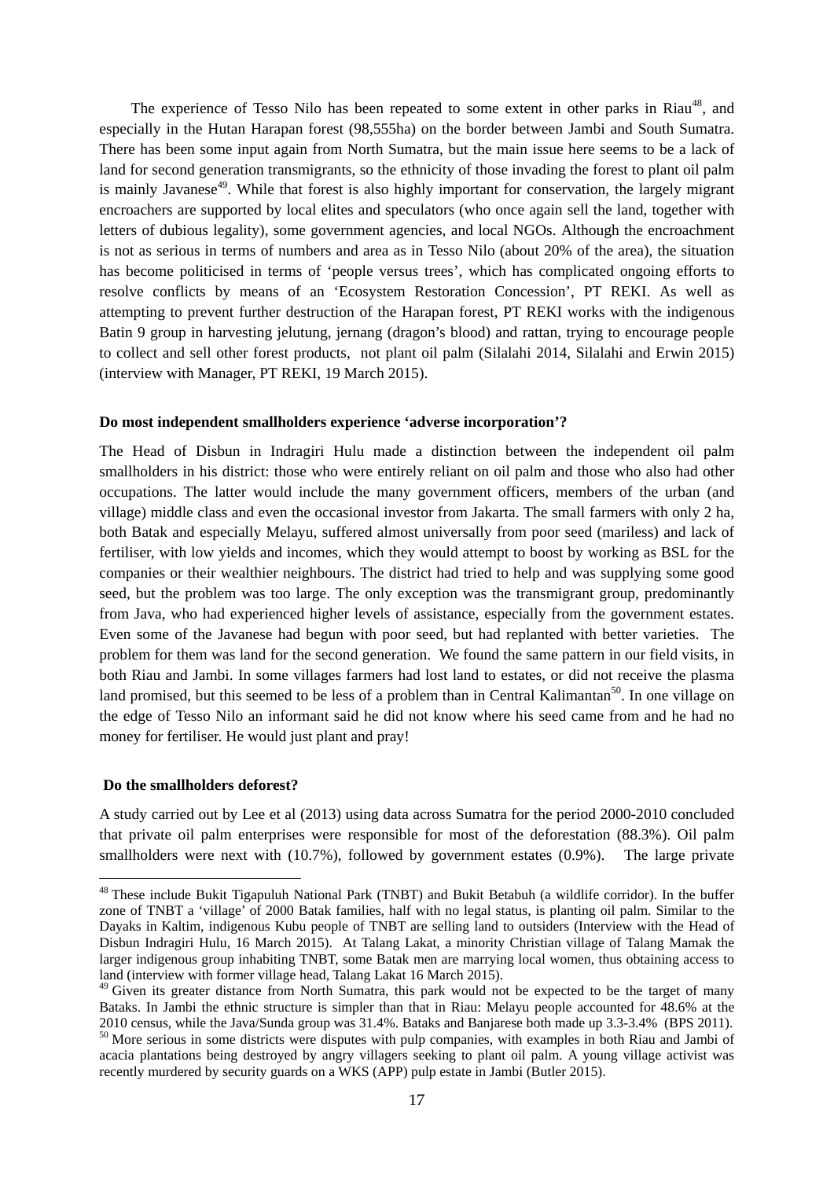The experience of Tesso Nilo has been repeated to some extent in other parks in Riau[48], and especially in the Hutan Harapan forest (98,555ha) on the border between Jambi and South Sumatra. There has been some input again from North Sumatra, but the main issue here seems to be a lack of land for second generation transmigrants, so the ethnicity of those invading the forest to plant oil palm is mainly Javanese[49]. While that forest is also highly important for conservation, the largely migrant encroachers are supported by local elites and speculators (who once again sell the land, together with letters of dubious legality), some government agencies, and local NGOs. Although the encroachment is not as serious in terms of numbers and area as in Tesso Nilo (about 20% of the area), the situation has become politicised in terms of 'people versus trees', which has complicated ongoing efforts to resolve conflicts by means of an 'Ecosystem Restoration Concession', PT REKI. As well as attempting to prevent further destruction of the Harapan forest, PT REKI works with the indigenous Batin 9 group in harvesting jelutung, jernang (dragon's blood) and rattan, trying to encourage people to collect and sell other forest products, not plant oil palm (Silalahi 2014, Silalahi and Erwin 2015) (interview with Manager, PT REKI, 19 March 2015).

**Do most independent smallholders experience 'adverse incorporation'?**

The Head of Disbun in Indragiri Hulu made a distinction between the independent oil palm smallholders in his district: those who were entirely reliant on oil palm and those who also had other occupations. The latter would include the many government officers, members of the urban (and village) middle class and even the occasional investor from Jakarta. The small farmers with only 2 ha, both Batak and especially Melayu, suffered almost universally from poor seed (mariless) and lack of fertiliser, with low yields and incomes, which they would attempt to boost by working as BSL for the companies or their wealthier neighbours. The district had tried to help and was supplying some good seed, but the problem was too large. The only exception was the transmigrant group, predominantly from Java, who had experienced higher levels of assistance, especially from the government estates. Even some of the Javanese had begun with poor seed, but had replanted with better varieties. The problem for them was land for the second generation. We found the same pattern in our field visits, in both Riau and Jambi. In some villages farmers had lost land to estates, or did not receive the plasma land promised, but this seemed to be less of a problem than in Central Kalimantan[50]. In one village on the edge of Tesso Nilo an informant said he did not know where his seed came from and he had no money for fertiliser. He would just plant and pray!

**Do the smallholders deforest?**

A study carried out by Lee et al (2013) using data across Sumatra for the period 2000-2010 concluded that private oil palm enterprises were responsible for most of the deforestation (88.3%). Oil palm smallholders were next with (10.7%), followed by government estates (0.9%). The large private

---

[48] These include Bukit Tigapuluh National Park (TNBT) and Bukit Betabuh (a wildlife corridor). In the buffer zone of TNBT a 'village' of 2000 Batak families, half with no legal status, is planting oil palm. Similar to the Dayaks in Kaltim, indigenous Kubu people of TNBT are selling land to outsiders (Interview with the Head of Disbun Indragiri Hulu, 16 March 2015). At Talang Lakat, a minority Christian village of Talang Mamak the larger indigenous group inhabiting TNBT, some Batak men are marrying local women, thus obtaining access to land (interview with former village head, Talang Lakat 16 March 2015).

[49] Given its greater distance from North Sumatra, this park would not be expected to be the target of many Bataks. In Jambi the ethnic structure is simpler than that in Riau: Melayu people accounted for 48.6% at the 2010 census, while the Java/Sunda group was 31.4%. Bataks and Banjarese both made up 3.3-3.4% (BPS 2011).

[50] More serious in some districts were disputes with pulp companies, with examples in both Riau and Jambi of acacia plantations being destroyed by angry villagers seeking to plant oil palm. A young village activist was recently murdered by security guards on a WKS (APP) pulp estate in Jambi (Butler 2015).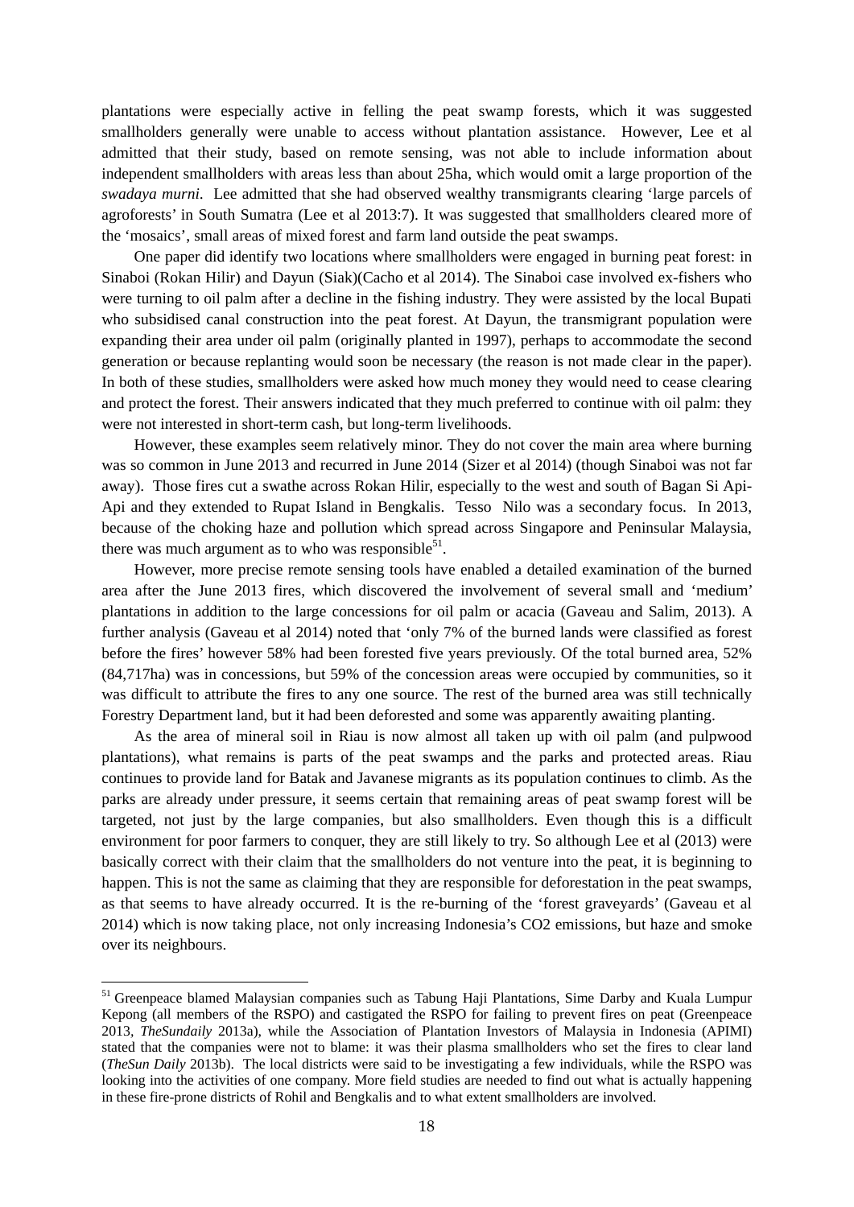plantations were especially active in felling the peat swamp forests, which it was suggested smallholders generally were unable to access without plantation assistance. However, Lee et al admitted that their study, based on remote sensing, was not able to include information about independent smallholders with areas less than about 25ha, which would omit a large proportion of the *swadaya murni*. Lee admitted that she had observed wealthy transmigrants clearing 'large parcels of agroforests' in South Sumatra (Lee et al 2013:7). It was suggested that smallholders cleared more of the 'mosaics', small areas of mixed forest and farm land outside the peat swamps.

One paper did identify two locations where smallholders were engaged in burning peat forest: in Sinaboi (Rokan Hilir) and Dayun (Siak)(Cacho et al 2014). The Sinaboi case involved ex-fishers who were turning to oil palm after a decline in the fishing industry. They were assisted by the local Bupati who subsidised canal construction into the peat forest. At Dayun, the transmigrant population were expanding their area under oil palm (originally planted in 1997), perhaps to accommodate the second generation or because replanting would soon be necessary (the reason is not made clear in the paper). In both of these studies, smallholders were asked how much money they would need to cease clearing and protect the forest. Their answers indicated that they much preferred to continue with oil palm: they were not interested in short-term cash, but long-term livelihoods.

However, these examples seem relatively minor. They do not cover the main area where burning was so common in June 2013 and recurred in June 2014 (Sizer et al 2014) (though Sinaboi was not far away). Those fires cut a swathe across Rokan Hilir, especially to the west and south of Bagan Si Api-Api and they extended to Rupat Island in Bengkalis. Tesso Nilo was a secondary focus. In 2013, because of the choking haze and pollution which spread across Singapore and Peninsular Malaysia, there was much argument as to who was responsible[51].

However, more precise remote sensing tools have enabled a detailed examination of the burned area after the June 2013 fires, which discovered the involvement of several small and 'medium' plantations in addition to the large concessions for oil palm or acacia (Gaveau and Salim, 2013). A further analysis (Gaveau et al 2014) noted that 'only 7% of the burned lands were classified as forest before the fires' however 58% had been forested five years previously. Of the total burned area, 52% (84,717ha) was in concessions, but 59% of the concession areas were occupied by communities, so it was difficult to attribute the fires to any one source. The rest of the burned area was still technically Forestry Department land, but it had been deforested and some was apparently awaiting planting.

As the area of mineral soil in Riau is now almost all taken up with oil palm (and pulpwood plantations), what remains is parts of the peat swamps and the parks and protected areas. Riau continues to provide land for Batak and Javanese migrants as its population continues to climb. As the parks are already under pressure, it seems certain that remaining areas of peat swamp forest will be targeted, not just by the large companies, but also smallholders. Even though this is a difficult environment for poor farmers to conquer, they are still likely to try. So although Lee et al (2013) were basically correct with their claim that the smallholders do not venture into the peat, it is beginning to happen. This is not the same as claiming that they are responsible for deforestation in the peat swamps, as that seems to have already occurred. It is the re-burning of the 'forest graveyards' (Gaveau et al 2014) which is now taking place, not only increasing Indonesia's $CO_2$ emissions, but haze and smoke over its neighbours.

---

[51] Greenpeace blamed Malaysian companies such as Tabung Haji Plantations, Sime Darby and Kuala Lumpur Kepong (all members of the RSPO) and castigated the RSPO for failing to prevent fires on peat (Greenpeace 2013, *TheSundaily* 2013a), while the Association of Plantation Investors of Malaysia in Indonesia (APIMI) stated that the companies were not to blame: it was their plasma smallholders who set the fires to clear land (*TheSun Daily* 2013b). The local districts were said to be investigating a few individuals, while the RSPO was looking into the activities of one company. More field studies are needed to find out what is actually happening in these fire-prone districts of Rohil and Bengkalis and to what extent smallholders are involved.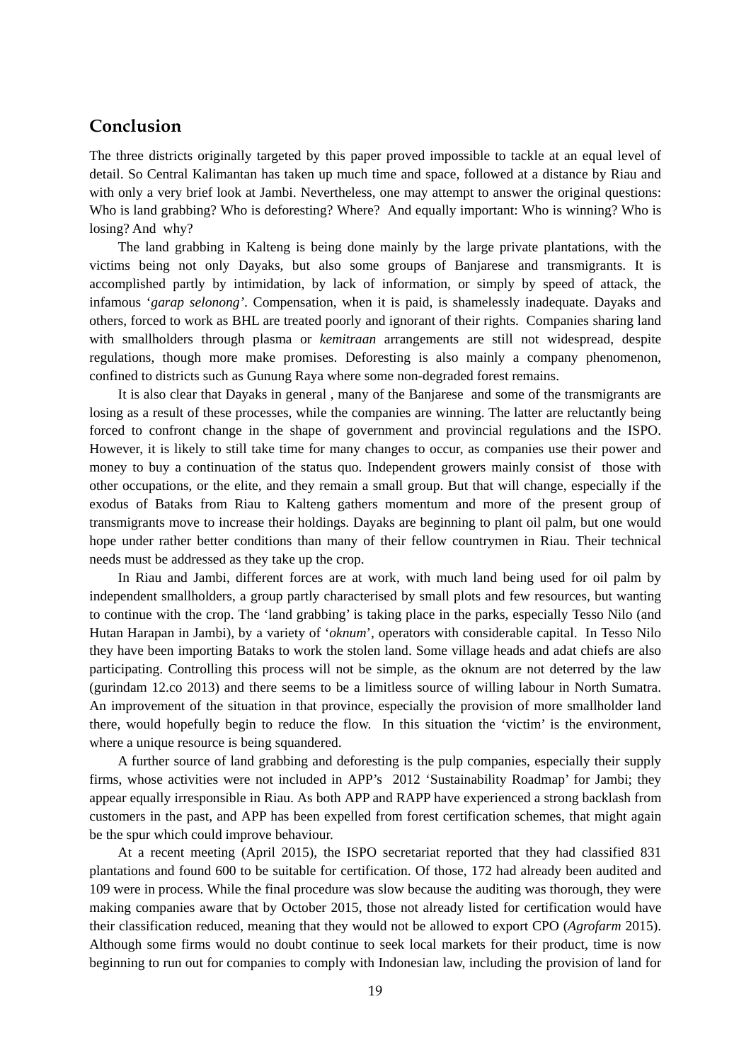## Conclusion

The three districts originally targeted by this paper proved impossible to tackle at an equal level of detail. So Central Kalimantan has taken up much time and space, followed at a distance by Riau and with only a very brief look at Jambi. Nevertheless, one may attempt to answer the original questions: Who is land grabbing? Who is deforesting? Where? And equally important: Who is winning? Who is losing? And why?

The land grabbing in Kalteng is being done mainly by the large private plantations, with the victims being not only Dayaks, but also some groups of Banjarese and transmigrants. It is accomplished partly by intimidation, by lack of information, or simply by speed of attack, the infamous '*garap selonong*'. Compensation, when it is paid, is shamelessly inadequate. Dayaks and others, forced to work as BHL are treated poorly and ignorant of their rights. Companies sharing land with smallholders through plasma or *kemitraan* arrangements are still not widespread, despite regulations, though more make promises. Deforesting is also mainly a company phenomenon, confined to districts such as Gunung Raya where some non-degraded forest remains.

It is also clear that Dayaks in general , many of the Banjarese and some of the transmigrants are losing as a result of these processes, while the companies are winning. The latter are reluctantly being forced to confront change in the shape of government and provincial regulations and the ISPO. However, it is likely to still take time for many changes to occur, as companies use their power and money to buy a continuation of the status quo. Independent growers mainly consist of those with other occupations, or the elite, and they remain a small group. But that will change, especially if the exodus of Bataks from Riau to Kalteng gathers momentum and more of the present group of transmigrants move to increase their holdings. Dayaks are beginning to plant oil palm, but one would hope under rather better conditions than many of their fellow countrymen in Riau. Their technical needs must be addressed as they take up the crop.

In Riau and Jambi, different forces are at work, with much land being used for oil palm by independent smallholders, a group partly characterised by small plots and few resources, but wanting to continue with the crop. The 'land grabbing' is taking place in the parks, especially Tesso Nilo (and Hutan Harapan in Jambi), by a variety of '*oknum*', operators with considerable capital. In Tesso Nilo they have been importing Bataks to work the stolen land. Some village heads and adat chiefs are also participating. Controlling this process will not be simple, as the oknum are not deterred by the law (gurindam 12.co 2013) and there seems to be a limitless source of willing labour in North Sumatra. An improvement of the situation in that province, especially the provision of more smallholder land there, would hopefully begin to reduce the flow. In this situation the 'victim' is the environment, where a unique resource is being squandered.

A further source of land grabbing and deforesting is the pulp companies, especially their supply firms, whose activities were not included in APP's 2012 'Sustainability Roadmap' for Jambi; they appear equally irresponsible in Riau. As both APP and RAPP have experienced a strong backlash from customers in the past, and APP has been expelled from forest certification schemes, that might again be the spur which could improve behaviour.

At a recent meeting (April 2015), the ISPO secretariat reported that they had classified 831 plantations and found 600 to be suitable for certification. Of those, 172 had already been audited and 109 were in process. While the final procedure was slow because the auditing was thorough, they were making companies aware that by October 2015, those not already listed for certification would have their classification reduced, meaning that they would not be allowed to export CPO (*Agrofarm* 2015). Although some firms would no doubt continue to seek local markets for their product, time is now beginning to run out for companies to comply with Indonesian law, including the provision of land for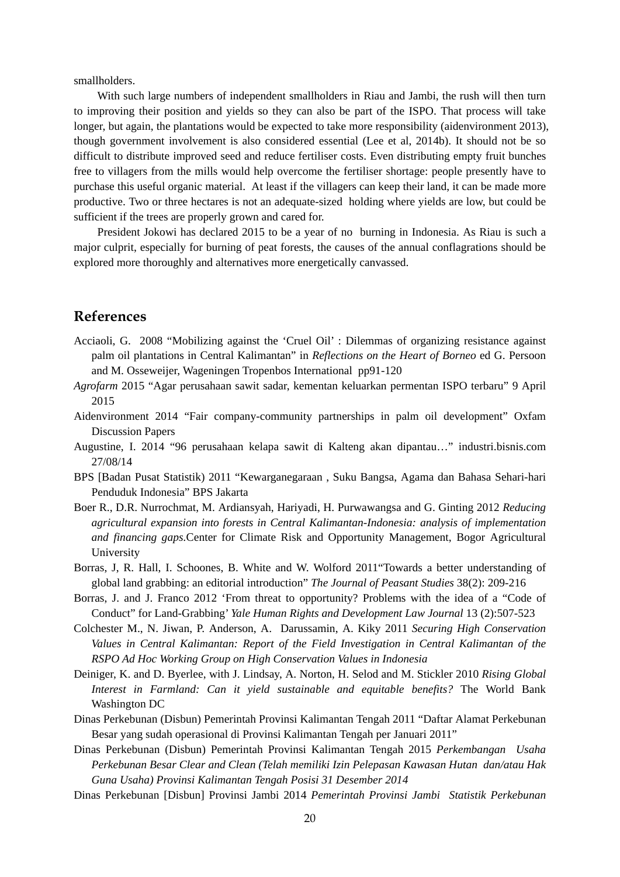smallholders.

With such large numbers of independent smallholders in Riau and Jambi, the rush will then turn to improving their position and yields so they can also be part of the ISPO. That process will take longer, but again, the plantations would be expected to take more responsibility (aidenvironment 2013), though government involvement is also considered essential (Lee et al, 2014b). It should not be so difficult to distribute improved seed and reduce fertiliser costs. Even distributing empty fruit bunches free to villagers from the mills would help overcome the fertiliser shortage: people presently have to purchase this useful organic material. At least if the villagers can keep their land, it can be made more productive. Two or three hectares is not an adequate-sized holding where yields are low, but could be sufficient if the trees are properly grown and cared for.

President Jokowi has declared 2015 to be a year of no burning in Indonesia. As Riau is such a major culprit, especially for burning of peat forests, the causes of the annual conflagrations should be explored more thoroughly and alternatives more energetically canvassed.

## References

Acciaoli, G. 2008 "Mobilizing against the 'Cruel Oil' : Dilemmas of organizing resistance against palm oil plantations in Central Kalimantan" in *Reflections on the Heart of Borneo* ed G. Persoon and M. Osseweijer, Wageningen Tropenbos International pp91-120

*Agrofarm* 2015 "Agar perusahaan sawit sadar, kementan keluarkan permentan ISPO terbaru" 9 April 2015

Aidenvironment 2014 "Fair company-community partnerships in palm oil development" Oxfam Discussion Papers

Augustine, I. 2014 "96 perusahaan kelapa sawit di Kalteng akan dipantau…" industri.bisnis.com 27/08/14

BPS [Badan Pusat Statistik) 2011 "Kewarganegaraan , Suku Bangsa, Agama dan Bahasa Sehari-hari Penduduk Indonesia" BPS Jakarta

Boer R., D.R. Nurrochmat, M. Ardiansyah, Hariyadi, H. Purwawangsa and G. Ginting 2012 *Reducing agricultural expansion into forests in Central Kalimantan-Indonesia: analysis of implementation and financing gaps.*Center for Climate Risk and Opportunity Management, Bogor Agricultural University

Borras, J, R. Hall, I. Schoones, B. White and W. Wolford 2011"Towards a better understanding of global land grabbing: an editorial introduction" *The Journal of Peasant Studies* 38(2): 209-216

Borras, J. and J. Franco 2012 'From threat to opportunity? Problems with the idea of a "Code of Conduct" for Land-Grabbing' *Yale Human Rights and Development Law Journal* 13 (2):507-523

Colchester M., N. Jiwan, P. Anderson, A. Darussamin, A. Kiky 2011 *Securing High Conservation Values in Central Kalimantan: Report of the Field Investigation in Central Kalimantan of the RSPO Ad Hoc Working Group on High Conservation Values in Indonesia*

Deiniger, K. and D. Byerlee, with J. Lindsay, A. Norton, H. Selod and M. Stickler 2010 *Rising Global Interest in Farmland: Can it yield sustainable and equitable benefits?* The World Bank Washington DC

Dinas Perkebunan (Disbun) Pemerintah Provinsi Kalimantan Tengah 2011 "Daftar Alamat Perkebunan Besar yang sudah operasional di Provinsi Kalimantan Tengah per Januari 2011"

Dinas Perkebunan (Disbun) Pemerintah Provinsi Kalimantan Tengah 2015 *Perkembangan Usaha Perkebunan Besar Clear and Clean (Telah memiliki Izin Pelepasan Kawasan Hutan dan/atau Hak Guna Usaha) Provinsi Kalimantan Tengah Posisi 31 Desember 2014*

Dinas Perkebunan [Disbun] Provinsi Jambi 2014 *Pemerintah Provinsi Jambi Statistik Perkebunan*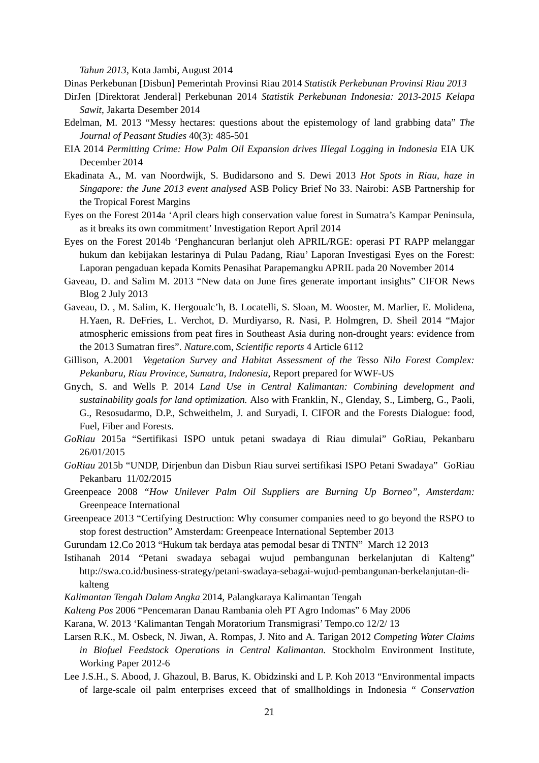*Tahun 2013*, Kota Jambi, August 2014

Dinas Perkebunan [Disbun] Pemerintah Provinsi Riau 2014 *Statistik Perkebunan Provinsi Riau 2013*

DirJen [Direktorat Jenderal] Perkebunan 2014 *Statistik Perkebunan Indonesia: 2013-2015 Kelapa Sawit*, Jakarta Desember 2014

Edelman, M. 2013 "Messy hectares: questions about the epistemology of land grabbing data" *The Journal of Peasant Studies* 40(3): 485-501

EIA 2014 *Permitting Crime: How Palm Oil Expansion drives IIlegal Logging in Indonesia* EIA UK December 2014

Ekadinata A., M. van Noordwijk, S. Budidarsono and S. Dewi 2013 *Hot Spots in Riau, haze in Singapore: the June 2013 event analysed* ASB Policy Brief No 33. Nairobi: ASB Partnership for the Tropical Forest Margins

Eyes on the Forest 2014a 'April clears high conservation value forest in Sumatra's Kampar Peninsula, as it breaks its own commitment' Investigation Report April 2014

Eyes on the Forest 2014b 'Penghancuran berlanjut oleh APRIL/RGE: operasi PT RAPP melanggar hukum dan kebijakan lestarinya di Pulau Padang, Riau' Laporan Investigasi Eyes on the Forest: Laporan pengaduan kepada Komits Penasihat Parapemangku APRIL pada 20 November 2014

Gaveau, D. and Salim M. 2013 "New data on June fires generate important insights" CIFOR News Blog 2 July 2013

Gaveau, D. , M. Salim, K. Hergoualc'h, B. Locatelli, S. Sloan, M. Wooster, M. Marlier, E. Molidena, H.Yaen, R. DeFries, L. Verchot, D. Murdiyarso, R. Nasi, P. Holmgren, D. Sheil 2014 "Major atmospheric emissions from peat fires in Southeast Asia during non-drought years: evidence from the 2013 Sumatran fires". *Nature*.com, *Scientific reports* 4 Article 6112

Gillison, A.2001 *Vegetation Survey and Habitat Assessment of the Tesso Nilo Forest Complex: Pekanbaru, Riau Province, Sumatra, Indonesia*, Report prepared for WWF-US

Gnych, S. and Wells P. 2014 *Land Use in Central Kalimantan: Combining development and sustainability goals for land optimization.* Also with Franklin, N., Glenday, S., Limberg, G., Paoli, G., Resosudarmo, D.P., Schweithelm, J. and Suryadi, I. CIFOR and the Forests Dialogue: food, Fuel, Fiber and Forests.

*GoRiau* 2015a "Sertifikasi ISPO untuk petani swadaya di Riau dimulai" GoRiau, Pekanbaru 26/01/2015

*GoRiau* 2015b "UNDP, Dirjenbun dan Disbun Riau survei sertifikasi ISPO Petani Swadaya" GoRiau Pekanbaru 11/02/2015

Greenpeace 2008 *"How Unilever Palm Oil Suppliers are Burning Up Borneo", Amsterdam:* Greenpeace International

Greenpeace 2013 "Certifying Destruction: Why consumer companies need to go beyond the RSPO to stop forest destruction" Amsterdam: Greenpeace International September 2013

Gurundam 12.Co 2013 "Hukum tak berdaya atas pemodal besar di TNTN" March 12 2013

Istihanah 2014 "Petani swadaya sebagai wujud pembangunan berkelanjutan di Kalteng" http://swa.co.id/business-strategy/petani-swadaya-sebagai-wujud-pembangunan-berkelanjutan-di-kalteng

*Kalimantan Tengah Dalam Angka* 2014, Palangkaraya Kalimantan Tengah

*Kalteng Pos* 2006 "Pencemaran Danau Rambania oleh PT Agro Indomas" 6 May 2006

Karana, W. 2013 'Kalimantan Tengah Moratorium Transmigrasi' Tempo.co 12/2/ 13

Larsen R.K., M. Osbeck, N. Jiwan, A. Rompas, J. Nito and A. Tarigan 2012 *Competing Water Claims in Biofuel Feedstock Operations in Central Kalimantan*. Stockholm Environment Institute, Working Paper 2012-6

Lee J.S.H., S. Abood, J. Ghazoul, B. Barus, K. Obidzinski and L P. Koh 2013 "Environmental impacts of large-scale oil palm enterprises exceed that of smallholdings in Indonesia " *Conservation*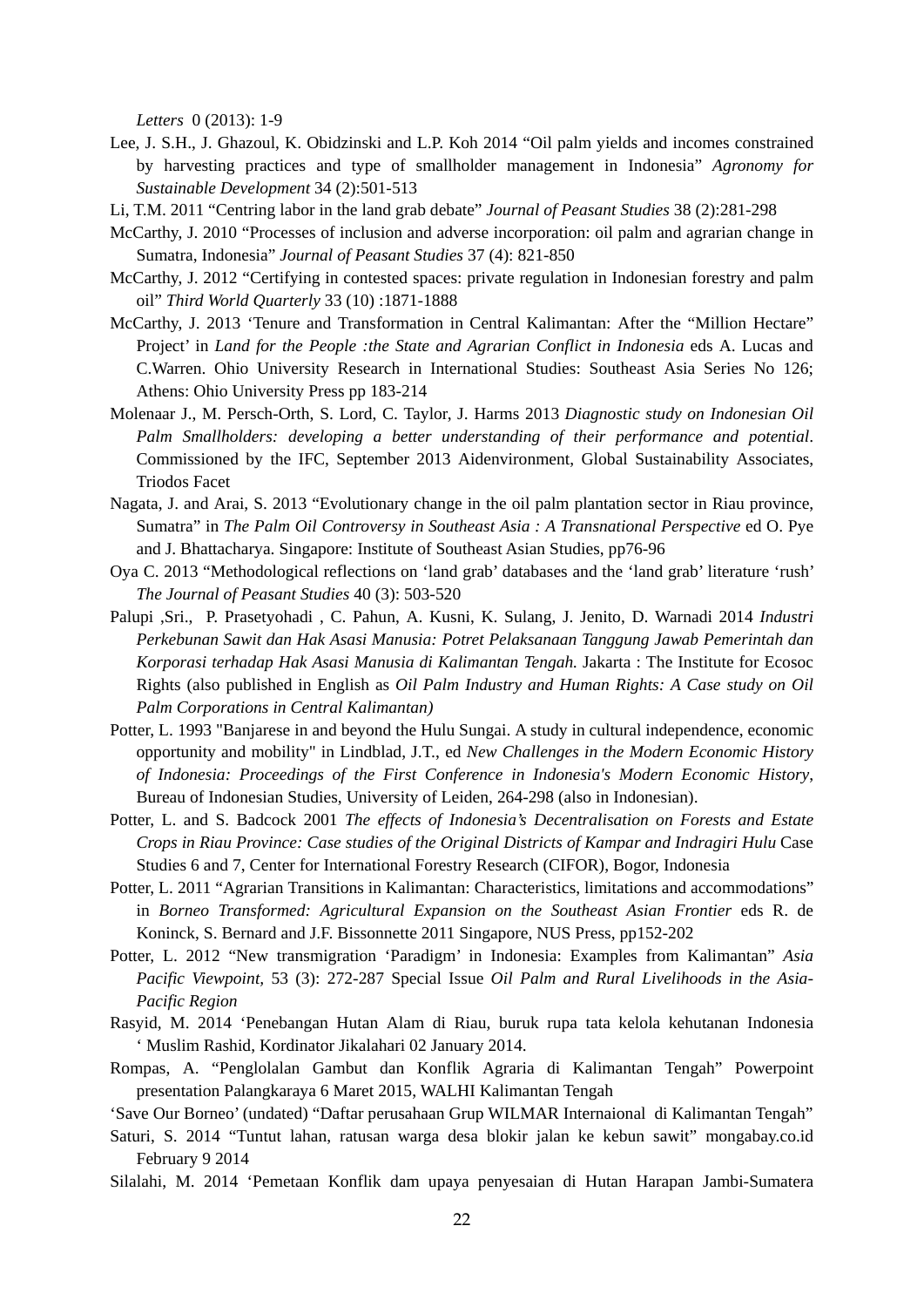*Letters* 0 (2013): 1-9

Lee, J. S.H., J. Ghazoul, K. Obidzinski and L.P. Koh 2014 "Oil palm yields and incomes constrained by harvesting practices and type of smallholder management in Indonesia" *Agronomy for Sustainable Development* 34 (2):501-513

Li, T.M. 2011 "Centring labor in the land grab debate" *Journal of Peasant Studies* 38 (2):281-298

McCarthy, J. 2010 "Processes of inclusion and adverse incorporation: oil palm and agrarian change in Sumatra, Indonesia" *Journal of Peasant Studies* 37 (4): 821-850

McCarthy, J. 2012 "Certifying in contested spaces: private regulation in Indonesian forestry and palm oil" *Third World Quarterly* 33 (10) :1871-1888

McCarthy, J. 2013 'Tenure and Transformation in Central Kalimantan: After the "Million Hectare" Project' in *Land for the People :the State and Agrarian Conflict in Indonesia* eds A. Lucas and C.Warren. Ohio University Research in International Studies: Southeast Asia Series No 126; Athens: Ohio University Press pp 183-214

Molenaar J., M. Persch-Orth, S. Lord, C. Taylor, J. Harms 2013 *Diagnostic study on Indonesian Oil Palm Smallholders: developing a better understanding of their performance and potential*. Commissioned by the IFC, September 2013 Aidenvironment, Global Sustainability Associates, Triodos Facet

Nagata, J. and Arai, S. 2013 "Evolutionary change in the oil palm plantation sector in Riau province, Sumatra" in *The Palm Oil Controversy in Southeast Asia : A Transnational Perspective* ed O. Pye and J. Bhattacharya. Singapore: Institute of Southeast Asian Studies, pp76-96

Oya C. 2013 "Methodological reflections on 'land grab' databases and the 'land grab' literature 'rush' *The Journal of Peasant Studies* 40 (3): 503-520

Palupi ,Sri., P. Prasetyohadi , C. Pahun, A. Kusni, K. Sulang, J. Jenito, D. Warnadi 2014 *Industri Perkebunan Sawit dan Hak Asasi Manusia: Potret Pelaksanaan Tanggung Jawab Pemerintah dan Korporasi terhadap Hak Asasi Manusia di Kalimantan Tengah.* Jakarta : The Institute for Ecosoc Rights (also published in English as *Oil Palm Industry and Human Rights: A Case study on Oil Palm Corporations in Central Kalimantan)*

Potter, L. 1993 "Banjarese in and beyond the Hulu Sungai. A study in cultural independence, economic opportunity and mobility" in Lindblad, J.T., ed *New Challenges in the Modern Economic History of Indonesia: Proceedings of the First Conference in Indonesia's Modern Economic History*, Bureau of Indonesian Studies, University of Leiden, 264-298 (also in Indonesian).

Potter, L. and S. Badcock 2001 *The effects of Indonesia's Decentralisation on Forests and Estate Crops in Riau Province: Case studies of the Original Districts of Kampar and Indragiri Hulu* Case Studies 6 and 7, Center for International Forestry Research (CIFOR), Bogor, Indonesia

Potter, L. 2011 "Agrarian Transitions in Kalimantan: Characteristics, limitations and accommodations" in *Borneo Transformed: Agricultural Expansion on the Southeast Asian Frontier* eds R. de Koninck, S. Bernard and J.F. Bissonnette 2011 Singapore, NUS Press, pp152-202

Potter, L. 2012 "New transmigration 'Paradigm' in Indonesia: Examples from Kalimantan" *Asia Pacific Viewpoint*, 53 (3): 272-287 Special Issue *Oil Palm and Rural Livelihoods in the Asia-Pacific Region*

Rasyid, M. 2014 'Penebangan Hutan Alam di Riau, buruk rupa tata kelola kehutanan Indonesia ' Muslim Rashid, Kordinator Jikalahari 02 January 2014.

Rompas, A. "Penglolalan Gambut dan Konflik Agraria di Kalimantan Tengah" Powerpoint presentation Palangkaraya 6 Maret 2015, WALHI Kalimantan Tengah

'Save Our Borneo' (undated) "Daftar perusahaan Grup WILMAR Internaional di Kalimantan Tengah"

Saturi, S. 2014 "Tuntut lahan, ratusan warga desa blokir jalan ke kebun sawit" mongabay.co.id February 9 2014

Silalahi, M. 2014 'Pemetaan Konflik dam upaya penyesaian di Hutan Harapan Jambi-Sumatera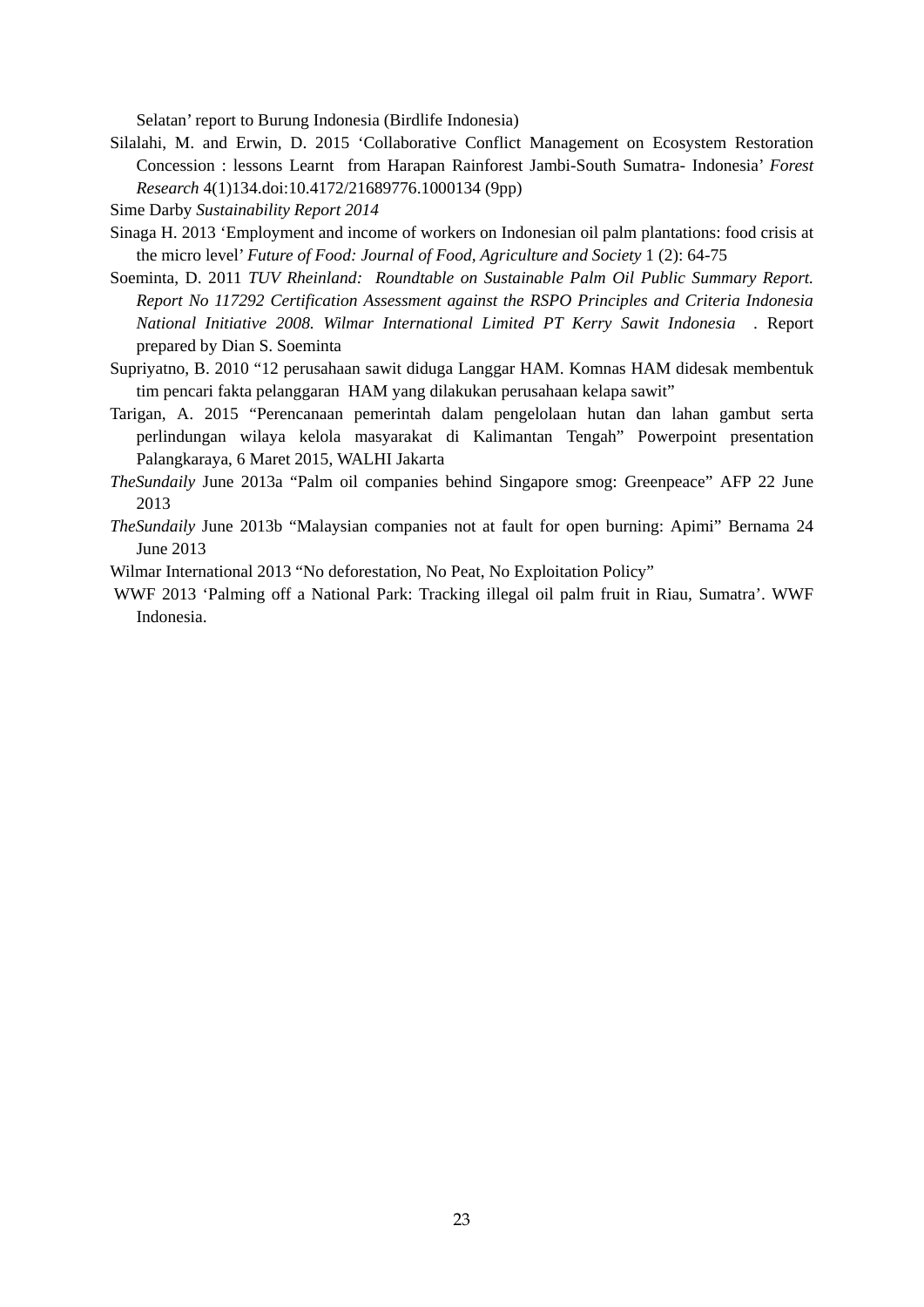Selatan' report to Burung Indonesia (Birdlife Indonesia)

Silalahi, M. and Erwin, D. 2015 'Collaborative Conflict Management on Ecosystem Restoration Concession : lessons Learnt from Harapan Rainforest Jambi-South Sumatra- Indonesia' *Forest Research* 4(1)134.doi:10.4172/21689776.1000134 (9pp)

Sime Darby *Sustainability Report 2014*

Sinaga H. 2013 'Employment and income of workers on Indonesian oil palm plantations: food crisis at the micro level' *Future of Food: Journal of Food, Agriculture and Society* 1 (2): 64-75

Soeminta, D. 2011 *TUV Rheinland: Roundtable on Sustainable Palm Oil Public Summary Report. Report No 117292 Certification Assessment against the RSPO Principles and Criteria Indonesia National Initiative 2008. Wilmar International Limited PT Kerry Sawit Indonesia* . Report prepared by Dian S. Soeminta

Supriyatno, B. 2010 "12 perusahaan sawit diduga Langgar HAM. Komnas HAM didesak membentuk tim pencari fakta pelanggaran HAM yang dilakukan perusahaan kelapa sawit"

Tarigan, A. 2015 "Perencanaan pemerintah dalam pengelolaan hutan dan lahan gambut serta perlindungan wilaya kelola masyarakat di Kalimantan Tengah" Powerpoint presentation Palangkaraya, 6 Maret 2015, WALHI Jakarta

*TheSundaily* June 2013a "Palm oil companies behind Singapore smog: Greenpeace" AFP 22 June 2013

*TheSundaily* June 2013b "Malaysian companies not at fault for open burning: Apimi" Bernama 24 June 2013

Wilmar International 2013 "No deforestation, No Peat, No Exploitation Policy"

WWF 2013 'Palming off a National Park: Tracking illegal oil palm fruit in Riau, Sumatra'. WWF Indonesia.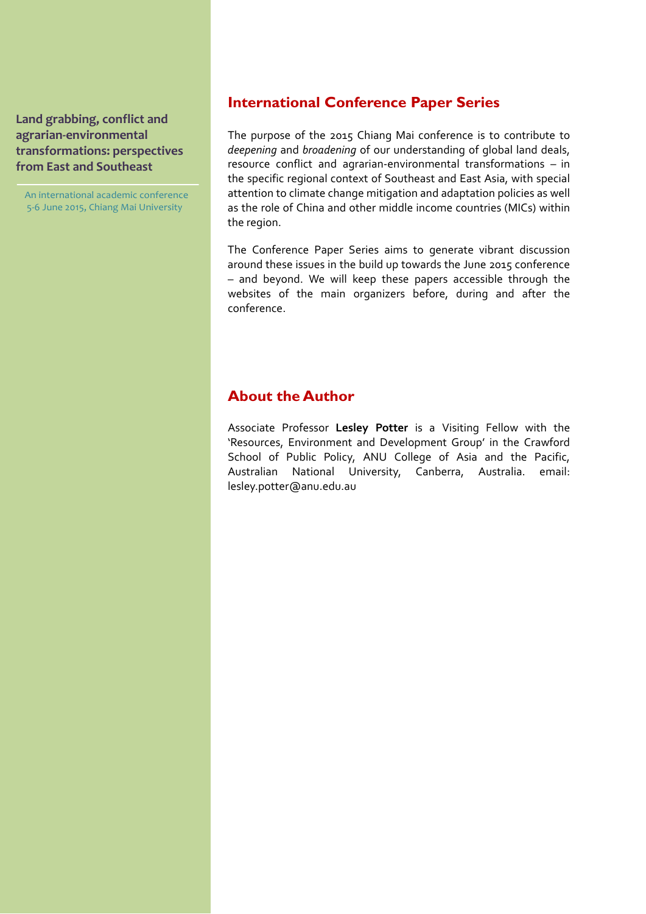**Land grabbing, conflict and agrarian-environmental transformations: perspectives from East and Southeast**

An international academic conference
5-6 June 2015, Chiang Mai University

## International Conference Paper Series

The purpose of the 2015 Chiang Mai conference is to contribute to *deepening* and *broadening* of our understanding of global land deals, resource conflict and agrarian-environmental transformations – in the specific regional context of Southeast and East Asia, with special attention to climate change mitigation and adaptation policies as well as the role of China and other middle income countries (MICs) within the region.

The Conference Paper Series aims to generate vibrant discussion around these issues in the build up towards the June 2015 conference – and beyond. We will keep these papers accessible through the websites of the main organizers before, during and after the conference.

## About the Author

Associate Professor **Lesley Potter** is a Visiting Fellow with the 'Resources, Environment and Development Group' in the Crawford School of Public Policy, ANU College of Asia and the Pacific, Australian National University, Canberra, Australia. email: lesley.potter@anu.edu.au